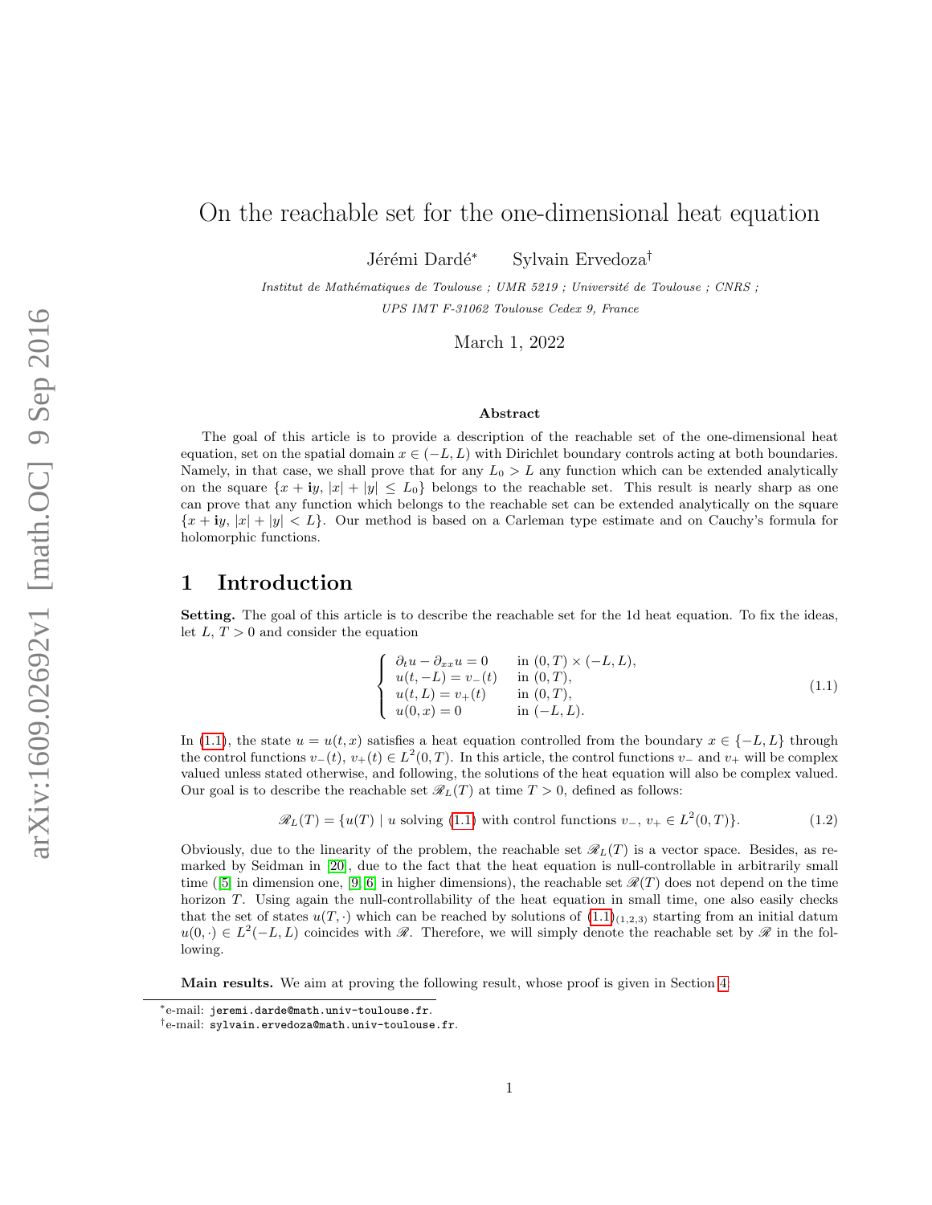# On the reachable set for the one-dimensional heat equation

Jérémi Dardé* Sylvain Ervedoza†

*Institut de Mathématiques de Toulouse ; UMR 5219 ; Université de Toulouse ; CNRS ; UPS IMT F-31062 Toulouse Cedex 9, France*

March 1, 2022

### Abstract

The goal of this article is to provide a description of the reachable set of the one-dimensional heat equation, set on the spatial domain $x \in (-L, L)$ with Dirichlet boundary controls acting at both boundaries. Namely, in that case, we shall prove that for any $L_0 > L$ any function which can be extended analytically on the square $\{x + \mathbf{i}y, |x| + |y| \leq L_0\}$ belongs to the reachable set. This result is nearly sharp as one can prove that any function which belongs to the reachable set can be extended analytically on the square $\{x + \mathbf{i}y, |x| + |y| < L\}$. Our method is based on a Carleman type estimate and on Cauchy's formula for holomorphic functions.

## 1 Introduction

**Setting.** The goal of this article is to describe the reachable set for the 1d heat equation. To fix the ideas, let $L$, $T > 0$ and consider the equation

$$\begin{cases} \partial_t u - \partial_{xx} u = 0 & \text{in } (0,T) \times (-L, L), \\ u(t, -L) = v_-(t) & \text{in } (0,T), \\ u(t, L) = v_+(t) & \text{in } (0,T), \\ u(0, x) = 0 & \text{in } (-L, L). \end{cases} \tag{1.1}$$

In (1.1), the state $u = u(t,x)$ satisfies a heat equation controlled from the boundary $x \in \{-L, L\}$ through the control functions $v_-(t)$, $v_+(t) \in L^2(0,T)$. In this article, the control functions $v_-$ and $v_+$ will be complex valued unless stated otherwise, and following, the solutions of the heat equation will also be complex valued. Our goal is to describe the reachable set $\mathscr{R}_L(T)$ at time $T > 0$, defined as follows:

$$\mathscr{R}_L(T) = \{u(T) \mid u \text{ solving (1.1) with control functions } v_-,\, v_+ \in L^2(0,T)\}. \tag{1.2}$$

Obviously, due to the linearity of the problem, the reachable set $\mathscr{R}_L(T)$ is a vector space. Besides, as remarked by Seidman in [20], due to the fact that the heat equation is null-controllable in arbitrarily small time ([5] in dimension one, [9, 6] in higher dimensions), the reachable set $\mathscr{R}(T)$ does not depend on the time horizon $T$. Using again the null-controllability of the heat equation in small time, one also easily checks that the set of states $u(T, \cdot)$ which can be reached by solutions of $(1.1)_{(1,2,3)}$ starting from an initial datum $u(0, \cdot) \in L^2(-L, L)$ coincides with $\mathscr{R}$. Therefore, we will simply denote the reachable set by $\mathscr{R}$ in the following.

**Main results.** We aim at proving the following result, whose proof is given in Section 4:

*e-mail: jeremi.darde@math.univ-toulouse.fr.

†e-mail: sylvain.ervedoza@math.univ-toulouse.fr.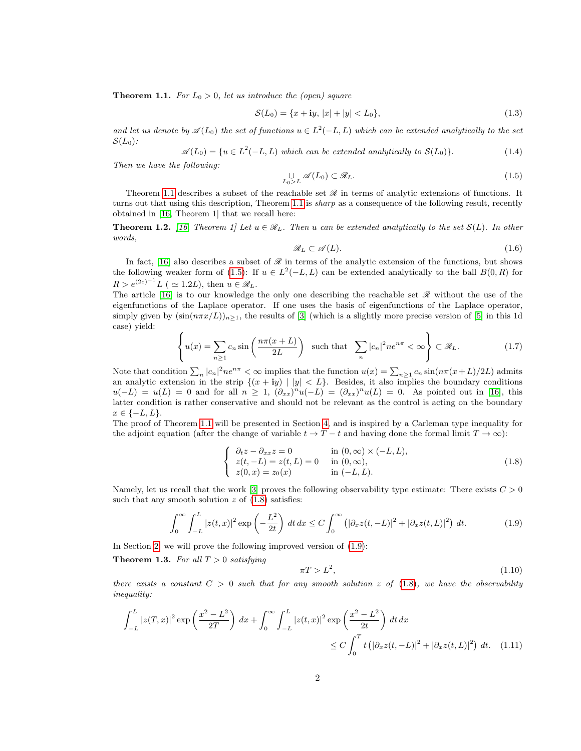**Theorem 1.1.** *For $L_0 > 0$, let us introduce the (open) square*

$$\mathcal{S}(L_0) = \{x + \mathbf{i}y,\ |x| + |y| < L_0\}, \tag{1.3}$$

*and let us denote by $\mathscr{A}(L_0)$ the set of functions $u \in L^2(-L, L)$ which can be extended analytically to the set $\mathcal{S}(L_0)$:*

$$\mathscr{A}(L_0) = \{u \in L^2(-L, L) \text{ which can be extended analytically to } \mathcal{S}(L_0)\}. \tag{1.4}$$

*Then we have the following:*

$$\underset{L_0 > L}{\cup} \mathscr{A}(L_0) \subset \mathscr{R}_L. \tag{1.5}$$

Theorem 1.1 describes a subset of the reachable set $\mathscr{R}$ in terms of analytic extensions of functions. It turns out that using this description, Theorem 1.1 is *sharp* as a consequence of the following result, recently obtained in [16, Theorem 1] that we recall here:

**Theorem 1.2.** *[16, Theorem 1] Let $u \in \mathscr{R}_L$. Then $u$ can be extended analytically to the set $\mathcal{S}(L)$. In other words,*

$$\mathscr{R}_L \subset \mathscr{A}(L). \tag{1.6}$$

In fact, [16] also describes a subset of $\mathscr{R}$ in terms of the analytic extension of the functions, but shows the following weaker form of (1.5): If $u \in L^2(-L, L)$ can be extended analytically to the ball $B(0, R)$ for $R > e^{(2e)^{-1}} L$ ( $\simeq 1.2L$), then $u \in \mathscr{R}_L$.

The article [16] is to our knowledge the only one describing the reachable set $\mathscr{R}$ without the use of the eigenfunctions of the Laplace operator. If one uses the basis of eigenfunctions of the Laplace operator, simply given by $(\sin(n\pi x/L))_{n\geq 1}$, the results of [3] (which is a slightly more precise version of [5] in this 1d case) yield:

$$\left\{ u(x) = \sum_{n\geq 1} c_n \sin\left(\frac{n\pi(x+L)}{2L}\right) \ \text{ such that } \ \sum_n |c_n|^2 n e^{n\pi} < \infty \right\} \subset \mathscr{R}_L. \tag{1.7}$$

Note that condition $\sum_n |c_n|^2 n e^{n\pi} < \infty$ implies that the function $u(x) = \sum_{n\geq 1} c_n \sin(n\pi(x+L)/2L)$ admits an analytic extension in the strip $\{(x + \mathbf{i}y) \mid |y| < L\}$. Besides, it also implies the boundary conditions $u(-L) = u(L) = 0$ and for all $n \geq 1$, $(\partial_{xx})^n u(-L) = (\partial_{xx})^n u(L) = 0$. As pointed out in [16], this latter condition is rather conservative and should not be relevant as the control is acting on the boundary $x \in \{-L, L\}$.

The proof of Theorem 1.1 will be presented in Section 4, and is inspired by a Carleman type inequality for the adjoint equation (after the change of variable $t \to T - t$ and having done the formal limit $T \to \infty$):

$$\left\{ \begin{array}{ll} \partial_t z - \partial_{xx} z = 0 & \text{in } (0, \infty) \times (-L, L), \\ z(t, -L) = z(t, L) = 0 & \text{in } (0, \infty), \\ z(0, x) = z_0(x) & \text{in } (-L, L). \end{array} \right. \tag{1.8}$$

Namely, let us recall that the work [3] proves the following observability type estimate: There exists $C > 0$ such that any smooth solution $z$ of (1.8) satisfies:

$$\int_0^\infty \int_{-L}^L |z(t, x)|^2 \exp\left(-\frac{L^2}{2t}\right) \, dt \, dx \leq C \int_0^\infty \left(|\partial_x z(t, -L)|^2 + |\partial_x z(t, L)|^2\right) \, dt. \tag{1.9}$$

In Section 2, we will prove the following improved version of (1.9):

**Theorem 1.3.** *For all $T > 0$ satisfying*

$$\pi T > L^2, \tag{1.10}$$

*there exists a constant $C > 0$ such that for any smooth solution $z$ of (1.8), we have the observability inequality:*

$$\int_{-L}^L |z(T, x)|^2 \exp\left(\frac{x^2 - L^2}{2T}\right) \, dx + \int_0^\infty \int_{-L}^L |z(t, x)|^2 \exp\left(\frac{x^2 - L^2}{2t}\right) \, dt \, dx \leq C \int_0^T t \left(|\partial_x z(t, -L)|^2 + |\partial_x z(t, L)|^2\right) \, dt. \tag{1.11}$$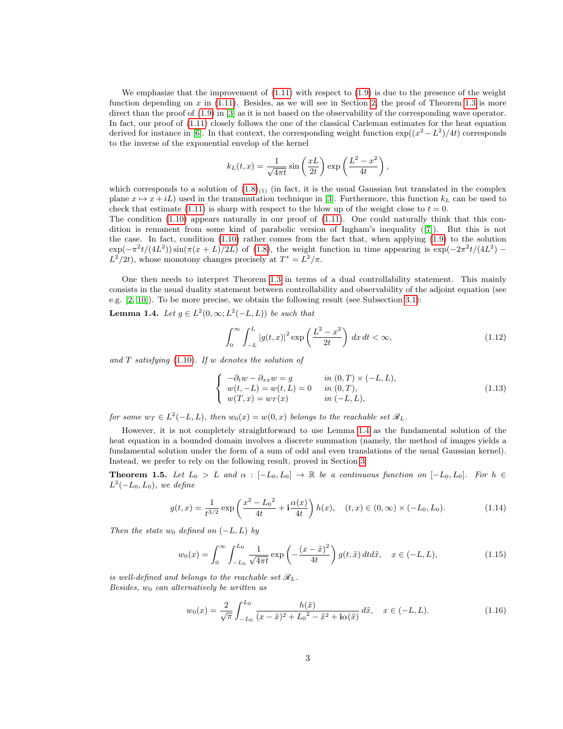We emphasize that the improvement of (1.11) with respect to (1.9) is due to the presence of the weight function depending on $x$ in (1.11). Besides, as we will see in Section 2, the proof of Theorem 1.3 is more direct than the proof of (1.9) in [3] as it is not based on the observability of the corresponding wave operator. In fact, our proof of (1.11) closely follows the one of the classical Carleman estimates for the heat equation derived for instance in [6]. In that context, the corresponding weight function $\exp((x^2 - L^2)/4t)$ corresponds to the inverse of the exponential envelop of the kernel

$$k_L(t,x) = \frac{1}{\sqrt{4\pi t}} \sin\left(\frac{xL}{2t}\right) \exp\left(\frac{L^2 - x^2}{4t}\right),$$

which corresponds to a solution of $(1.8)_{(1)}$ (in fact, it is the usual Gaussian but translated in the complex plane $x \mapsto x + iL$) used in the transmutation technique in [3]. Furthermore, this function $k_L$ can be used to check that estimate (1.11) is sharp with respect to the blow up of the weight close to $t = 0$.
The condition (1.10) appears naturally in our proof of (1.11). One could naturally think that this condition is remanent from some kind of parabolic version of Ingham's inequality ([7]). But this is not the case. In fact, condition (1.10) rather comes from the fact that, when applying (1.9) to the solution $\exp(-\pi^2 t/(4L^2)) \sin(\pi(x+L)/2L)$ of (1.8), the weight function in time appearing is $\exp(-2\pi^2 t/(4L^2) - L^2/2t)$, whose monotony changes precisely at $T^* = L^2/\pi$.

One then needs to interpret Theorem 1.3 in terms of a dual controllability statement. This mainly consists in the usual duality statement between controllability and observability of the adjoint equation (see e.g. [2, 10]). To be more precise, we obtain the following result (see Subsection 3.1):

**Lemma 1.4.** *Let $g \in L^2(0,\infty; L^2(-L,L))$ be such that*

$$\int_0^\infty \int_{-L}^{L} |g(t,x)|^2 \exp\left(\frac{L^2 - x^2}{2t}\right) dx\, dt < \infty, \tag{1.12}$$

*and $T$ satisfying (1.10). If $w$ denotes the solution of*

$$\begin{cases} -\partial_t w - \partial_{xx} w = g & \text{in } (0,T) \times (-L,L), \\ w(t,-L) = w(t,L) = 0 & \text{in } (0,T), \\ w(T,x) = w_T(x) & \text{in } (-L,L), \end{cases} \tag{1.13}$$

*for some $w_T \in L^2(-L,L)$, then $w_0(x) = w(0,x)$ belongs to the reachable set $\mathscr{R}_L$.*

However, it is not completely straightforward to use Lemma 1.4 as the fundamental solution of the heat equation in a bounded domain involves a discrete summation (namely, the method of images yields a fundamental solution under the form of a sum of odd and even translations of the usual Gaussian kernel). Instead, we prefer to rely on the following result, proved in Section 3:

**Theorem 1.5.** *Let $L_0 > L$ and $\alpha : [-L_0, L_0] \to \mathbb{R}$ be a continuous function on $[-L_0, L_0]$. For $h \in L^2(-L_0, L_0)$, we define*

$$g(t,x) = \frac{1}{t^{3/2}} \exp\left(\frac{x^2 - {L_0}^2}{4t} + \mathbf{i}\frac{\alpha(x)}{4t}\right) h(x), \quad (t,x) \in (0,\infty) \times (-L_0, L_0). \tag{1.14}$$

*Then the state $w_0$ defined on $(-L,L)$ by*

$$w_0(x) = \int_0^\infty \int_{-L_0}^{L_0} \frac{1}{\sqrt{4\pi t}} \exp\left(-\frac{(x-\tilde{x})^2}{4t}\right) g(t,\tilde{x})\, dt d\tilde{x}, \quad x \in (-L,L), \tag{1.15}$$

*is well-defined and belongs to the reachable set $\mathscr{R}_L$.*
*Besides, $w_0$ can alternatively be written as*

$$w_0(x) = \frac{2}{\sqrt{\pi}} \int_{-L_0}^{L_0} \frac{h(\tilde{x})}{(x-\tilde{x})^2 + {L_0}^2 - \tilde{x}^2 + \mathbf{i}\alpha(\tilde{x})}\, d\tilde{x}, \quad x \in (-L,L). \tag{1.16}$$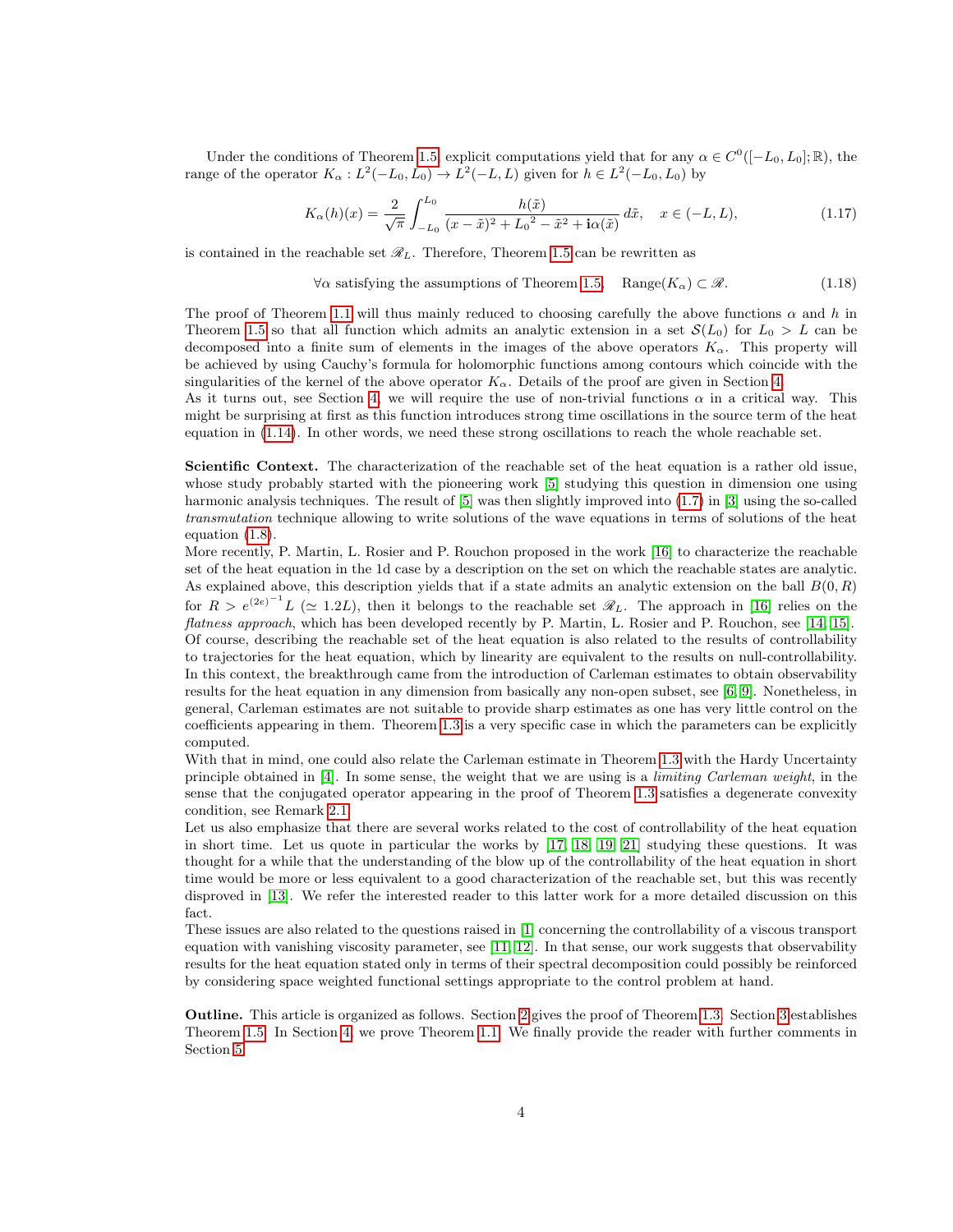Under the conditions of Theorem 1.5, explicit computations yield that for any $\alpha \in C^0([-L_0, L_0]; \mathbb{R})$, the range of the operator $K_\alpha : L^2(-L_0, L_0) \to L^2(-L, L)$ given for $h \in L^2(-L_0, L_0)$ by

$$K_\alpha(h)(x) = \frac{2}{\sqrt{\pi}} \int_{-L_0}^{L_0} \frac{h(\tilde{x})}{(x - \tilde{x})^2 + {L_0}^2 - \tilde{x}^2 + \mathbf{i}\alpha(\tilde{x})} \, d\tilde{x}, \quad x \in (-L, L), \tag{1.17}$$

is contained in the reachable set $\mathscr{R}_L$. Therefore, Theorem 1.5 can be rewritten as

$$\forall \alpha \text{ satisfying the assumptions of Theorem 1.5}, \quad \operatorname{Range}(K_\alpha) \subset \mathscr{R}. \tag{1.18}$$

The proof of Theorem 1.1 will thus mainly reduced to choosing carefully the above functions $\alpha$ and $h$ in Theorem 1.5 so that all function which admits an analytic extension in a set $\mathcal{S}(L_0)$ for $L_0 > L$ can be decomposed into a finite sum of elements in the images of the above operators $K_\alpha$. This property will be achieved by using Cauchy's formula for holomorphic functions among contours which coincide with the singularities of the kernel of the above operator $K_\alpha$. Details of the proof are given in Section 4.
As it turns out, see Section 4, we will require the use of non-trivial functions $\alpha$ in a critical way. This might be surprising at first as this function introduces strong time oscillations in the source term of the heat equation in (1.14). In other words, we need these strong oscillations to reach the whole reachable set.

**Scientific Context.** The characterization of the reachable set of the heat equation is a rather old issue, whose study probably started with the pioneering work [5] studying this question in dimension one using harmonic analysis techniques. The result of [5] was then slightly improved into (1.7) in [3] using the so-called *transmutation* technique allowing to write solutions of the wave equations in terms of solutions of the heat equation (1.8).
More recently, P. Martin, L. Rosier and P. Rouchon proposed in the work [16] to characterize the reachable set of the heat equation in the 1d case by a description on the set on which the reachable states are analytic. As explained above, this description yields that if a state admits an analytic extension on the ball $B(0, R)$ for $R > e^{(2e)^{-1}} L$ ($\simeq 1.2L$), then it belongs to the reachable set $\mathscr{R}_L$. The approach in [16] relies on the *flatness approach*, which has been developed recently by P. Martin, L. Rosier and P. Rouchon, see [14, 15].
Of course, describing the reachable set of the heat equation is also related to the results of controllability to trajectories for the heat equation, which by linearity are equivalent to the results on null-controllability. In this context, the breakthrough came from the introduction of Carleman estimates to obtain observability results for the heat equation in any dimension from basically any non-open subset, see [6, 9]. Nonetheless, in general, Carleman estimates are not suitable to provide sharp estimates as one has very little control on the coefficients appearing in them. Theorem 1.3 is a very specific case in which the parameters can be explicitly computed.
With that in mind, one could also relate the Carleman estimate in Theorem 1.3 with the Hardy Uncertainty principle obtained in [4]. In some sense, the weight that we are using is a *limiting Carleman weight*, in the sense that the conjugated operator appearing in the proof of Theorem 1.3 satisfies a degenerate convexity condition, see Remark 2.1.
Let us also emphasize that there are several works related to the cost of controllability of the heat equation in short time. Let us quote in particular the works by [17, 18, 19, 21] studying these questions. It was thought for a while that the understanding of the blow up of the controllability of the heat equation in short time would be more or less equivalent to a good characterization of the reachable set, but this was recently disproved in [13]. We refer the interested reader to this latter work for a more detailed discussion on this fact.
These issues are also related to the questions raised in [1] concerning the controllability of a viscous transport equation with vanishing viscosity parameter, see [11, 12]. In that sense, our work suggests that observability results for the heat equation stated only in terms of their spectral decomposition could possibly be reinforced by considering space weighted functional settings appropriate to the control problem at hand.

**Outline.** This article is organized as follows. Section 2 gives the proof of Theorem 1.3. Section 3 establishes Theorem 1.5. In Section 4, we prove Theorem 1.1. We finally provide the reader with further comments in Section 5.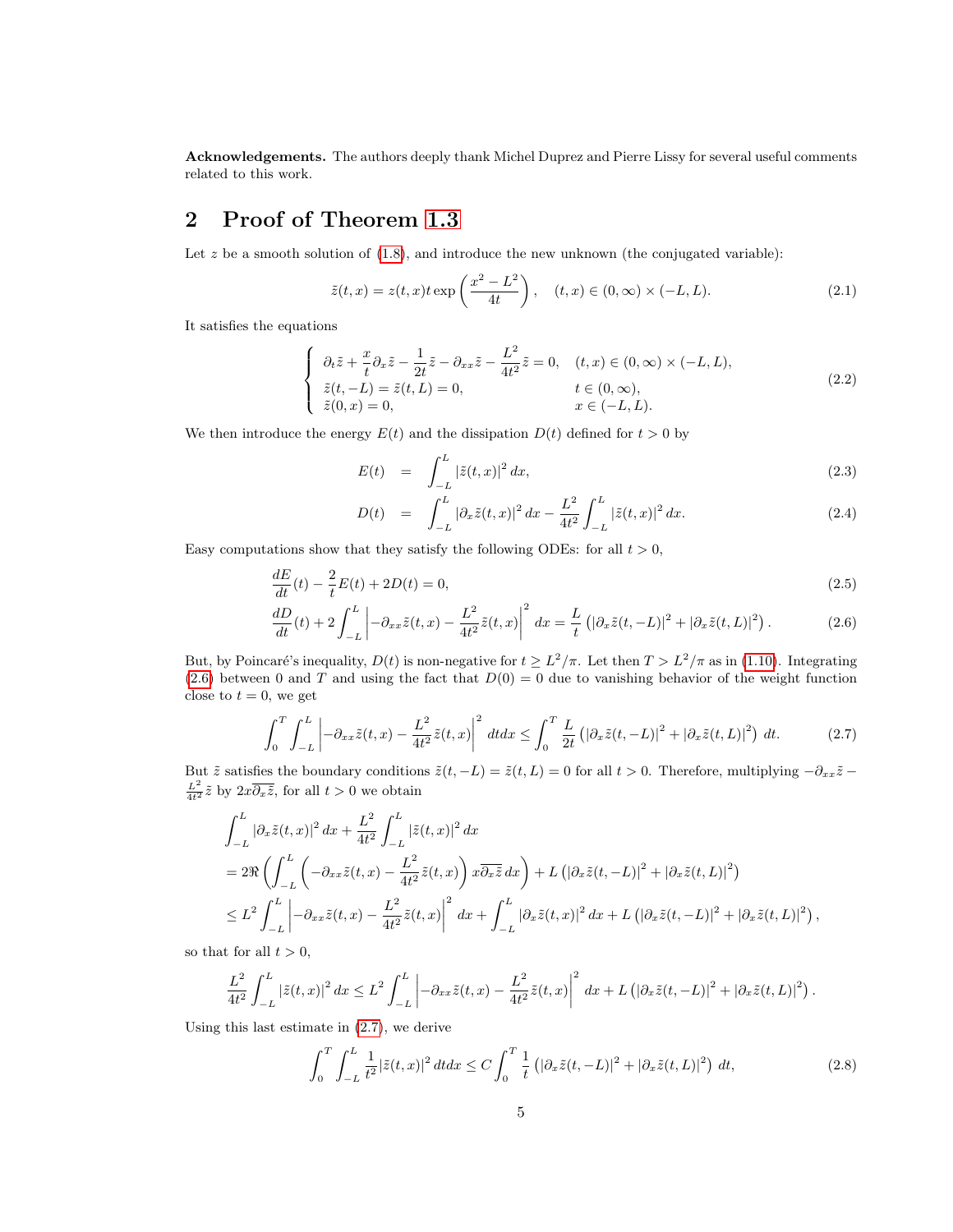**Acknowledgements.** The authors deeply thank Michel Duprez and Pierre Lissy for several useful comments related to this work.

## 2 Proof of Theorem 1.3

Let $z$ be a smooth solution of (1.8), and introduce the new unknown (the conjugated variable):

$$\tilde{z}(t,x) = z(t,x) t \exp\left(\frac{x^2 - L^2}{4t}\right), \quad (t,x) \in (0,\infty) \times (-L,L). \tag{2.1}$$

It satisfies the equations

$$\begin{cases} \partial_t \tilde{z} + \dfrac{x}{t}\partial_x \tilde{z} - \dfrac{1}{2t}\tilde{z} - \partial_{xx}\tilde{z} - \dfrac{L^2}{4t^2}\tilde{z} = 0, & (t,x) \in (0,\infty) \times (-L,L), \\ \tilde{z}(t,-L) = \tilde{z}(t,L) = 0, & t \in (0,\infty), \\ \tilde{z}(0,x) = 0, & x \in (-L,L). \end{cases} \tag{2.2}$$

We then introduce the energy $E(t)$ and the dissipation $D(t)$ defined for $t > 0$ by

$$E(t) = \int_{-L}^{L} |\tilde{z}(t,x)|^2 \, dx, \tag{2.3}$$

$$D(t) = \int_{-L}^{L} |\partial_x \tilde{z}(t,x)|^2 \, dx - \frac{L^2}{4t^2} \int_{-L}^{L} |\tilde{z}(t,x)|^2 \, dx. \tag{2.4}$$

Easy computations show that they satisfy the following ODEs: for all $t > 0$,

$$\frac{dE}{dt}(t) - \frac{2}{t}E(t) + 2D(t) = 0, \tag{2.5}$$

$$\frac{dD}{dt}(t) + 2\int_{-L}^{L} \left| -\partial_{xx}\tilde{z}(t,x) - \frac{L^2}{4t^2}\tilde{z}(t,x) \right|^2 dx = \frac{L}{t}\left( |\partial_x \tilde{z}(t,-L)|^2 + |\partial_x \tilde{z}(t,L)|^2 \right). \tag{2.6}$$

But, by Poincaré's inequality, $D(t)$ is non-negative for $t \geq L^2/\pi$. Let then $T > L^2/\pi$ as in (1.10). Integrating (2.6) between 0 and $T$ and using the fact that $D(0) = 0$ due to vanishing behavior of the weight function close to $t = 0$, we get

$$\int_0^T \int_{-L}^{L} \left| -\partial_{xx}\tilde{z}(t,x) - \frac{L^2}{4t^2}\tilde{z}(t,x) \right|^2 dt dx \leq \int_0^T \frac{L}{2t}\left( |\partial_x \tilde{z}(t,-L)|^2 + |\partial_x \tilde{z}(t,L)|^2 \right) dt. \tag{2.7}$$

But $\tilde{z}$ satisfies the boundary conditions $\tilde{z}(t,-L) = \tilde{z}(t,L) = 0$ for all $t > 0$. Therefore, multiplying $-\partial_{xx}\tilde{z} - \frac{L^2}{4t^2}\tilde{z}$ by $2x\overline{\partial_x \tilde{z}}$, for all $t > 0$ we obtain

$$\begin{aligned}
&\int_{-L}^{L} |\partial_x \tilde{z}(t,x)|^2 \, dx + \frac{L^2}{4t^2}\int_{-L}^{L} |\tilde{z}(t,x)|^2 \, dx \\
&= 2\Re\left( \int_{-L}^{L} \left( -\partial_{xx}\tilde{z}(t,x) - \frac{L^2}{4t^2}\tilde{z}(t,x) \right) x\overline{\partial_x \tilde{z}} \, dx \right) + L\left( |\partial_x \tilde{z}(t,-L)|^2 + |\partial_x \tilde{z}(t,L)|^2 \right) \\
&\leq L^2 \int_{-L}^{L} \left| -\partial_{xx}\tilde{z}(t,x) - \frac{L^2}{4t^2}\tilde{z}(t,x) \right|^2 dx + \int_{-L}^{L} |\partial_x \tilde{z}(t,x)|^2 \, dx + L\left( |\partial_x \tilde{z}(t,-L)|^2 + |\partial_x \tilde{z}(t,L)|^2 \right),
\end{aligned}$$

so that for all $t > 0$,

$$\frac{L^2}{4t^2}\int_{-L}^{L} |\tilde{z}(t,x)|^2 \, dx \leq L^2 \int_{-L}^{L} \left| -\partial_{xx}\tilde{z}(t,x) - \frac{L^2}{4t^2}\tilde{z}(t,x) \right|^2 dx + L\left( |\partial_x \tilde{z}(t,-L)|^2 + |\partial_x \tilde{z}(t,L)|^2 \right).$$

Using this last estimate in (2.7), we derive

$$\int_0^T \int_{-L}^{L} \frac{1}{t^2}|\tilde{z}(t,x)|^2 \, dt dx \leq C\int_0^T \frac{1}{t}\left( |\partial_x \tilde{z}(t,-L)|^2 + |\partial_x \tilde{z}(t,L)|^2 \right) dt, \tag{2.8}$$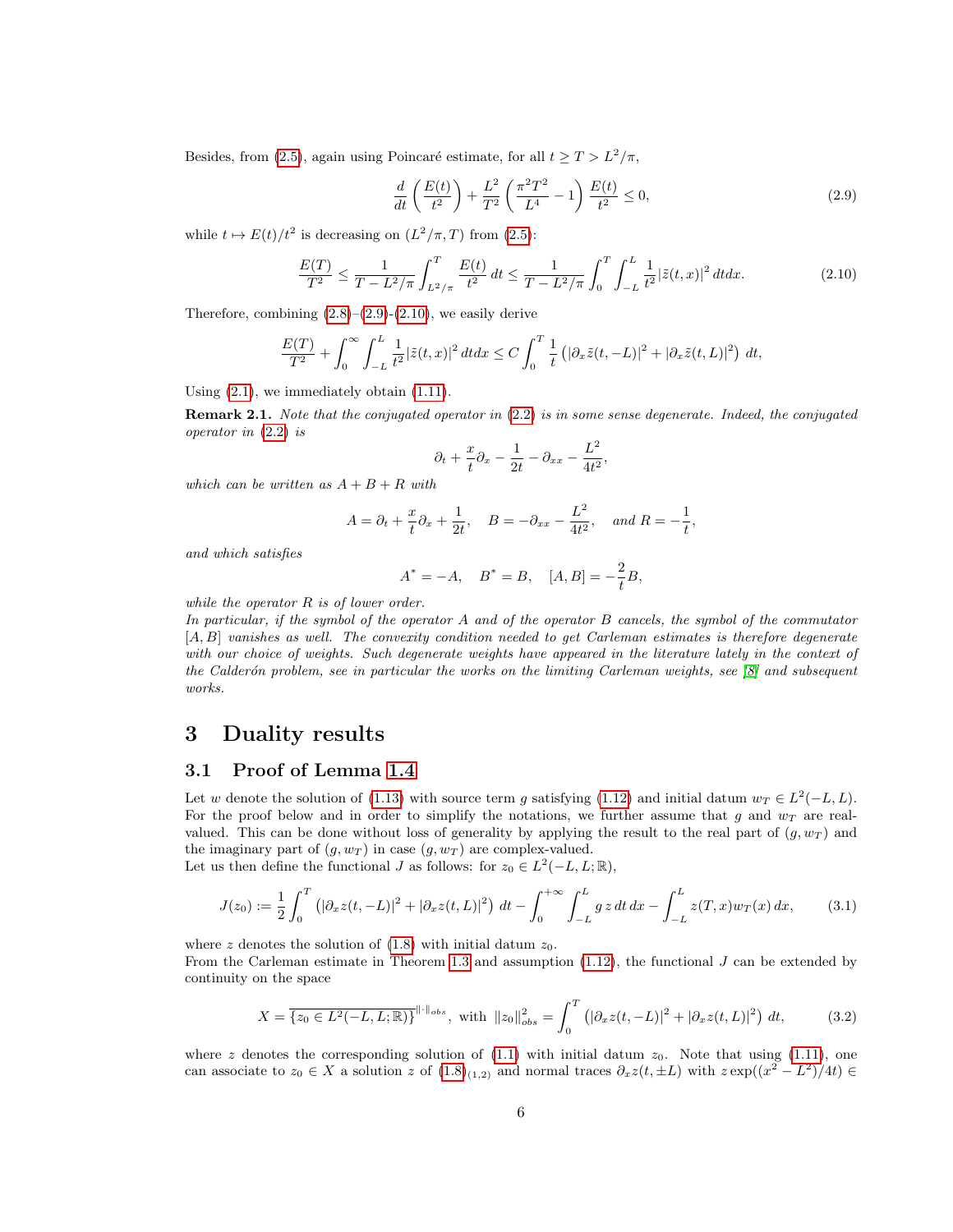Besides, from (2.5), again using Poincaré estimate, for all $t \geq T > L^2/\pi$,

$$\frac{d}{dt}\left(\frac{E(t)}{t^2}\right) + \frac{L^2}{T^2}\left(\frac{\pi^2 T^2}{L^4} - 1\right)\frac{E(t)}{t^2} \leq 0, \tag{2.9}$$

while $t \mapsto E(t)/t^2$ is decreasing on $(L^2/\pi, T)$ from (2.5):

$$\frac{E(T)}{T^2} \leq \frac{1}{T - L^2/\pi}\int_{L^2/\pi}^{T} \frac{E(t)}{t^2}\,dt \leq \frac{1}{T - L^2/\pi}\int_0^T \int_{-L}^{L} \frac{1}{t^2}|\tilde{z}(t,x)|^2\,dtdx. \tag{2.10}$$

Therefore, combining (2.8)–(2.9)-(2.10), we easily derive

$$\frac{E(T)}{T^2} + \int_0^\infty \int_{-L}^{L} \frac{1}{t^2}|\tilde{z}(t,x)|^2\,dtdx \leq C\int_0^T \frac{1}{t}\left(|\partial_x \tilde{z}(t,-L)|^2 + |\partial_x \tilde{z}(t,L)|^2\right)\,dt,$$

Using (2.1), we immediately obtain (1.11).

**Remark 2.1.** *Note that the conjugated operator in (2.2) is in some sense degenerate. Indeed, the conjugated operator in (2.2) is*

$$\partial_t + \frac{x}{t}\partial_x - \frac{1}{2t} - \partial_{xx} - \frac{L^2}{4t^2},$$

*which can be written as $A + B + R$ with*

$$A = \partial_t + \frac{x}{t}\partial_x + \frac{1}{2t}, \quad B = -\partial_{xx} - \frac{L^2}{4t^2}, \quad \text{and } R = -\frac{1}{t},$$

*and which satisfies*

$$A^* = -A, \quad B^* = B, \quad [A, B] = -\frac{2}{t}B,$$

*while the operator $R$ is of lower order.*
*In particular, if the symbol of the operator $A$ and of the operator $B$ cancels, the symbol of the commutator $[A, B]$ vanishes as well. The convexity condition needed to get Carleman estimates is therefore degenerate with our choice of weights. Such degenerate weights have appeared in the literature lately in the context of the Calderón problem, see in particular the works on the limiting Carleman weights, see [8] and subsequent works.*

# 3 Duality results

## 3.1 Proof of Lemma 1.4

Let $w$ denote the solution of (1.13) with source term $g$ satisfying (1.12) and initial datum $w_T \in L^2(-L, L)$. For the proof below and in order to simplify the notations, we further assume that $g$ and $w_T$ are real-valued. This can be done without loss of generality by applying the result to the real part of $(g, w_T)$ and the imaginary part of $(g, w_T)$ in case $(g, w_T)$ are complex-valued.
Let us then define the functional $J$ as follows: for $z_0 \in L^2(-L, L; \mathbb{R})$,

$$J(z_0) := \frac{1}{2}\int_0^T \left(|\partial_x z(t,-L)|^2 + |\partial_x z(t,L)|^2\right)\,dt - \int_0^{+\infty}\int_{-L}^{L} g\,z\,dt\,dx - \int_{-L}^{L} z(T,x) w_T(x)\,dx, \tag{3.1}$$

where $z$ denotes the solution of (1.8) with initial datum $z_0$.
From the Carleman estimate in Theorem 1.3 and assumption (1.12), the functional $J$ can be extended by continuity on the space

$$X = \overline{\{z_0 \in L^2(-L, L; \mathbb{R})\}}^{\|\cdot\|_{obs}}, \text{ with } \|z_0\|_{obs}^2 = \int_0^T \left(|\partial_x z(t,-L)|^2 + |\partial_x z(t,L)|^2\right)\,dt, \tag{3.2}$$

where $z$ denotes the corresponding solution of (1.1) with initial datum $z_0$. Note that using (1.11), one can associate to $z_0 \in X$ a solution $z$ of $(1.8)_{(1,2)}$ and normal traces $\partial_x z(t, \pm L)$ with $z\exp((x^2 - L^2)/4t) \in$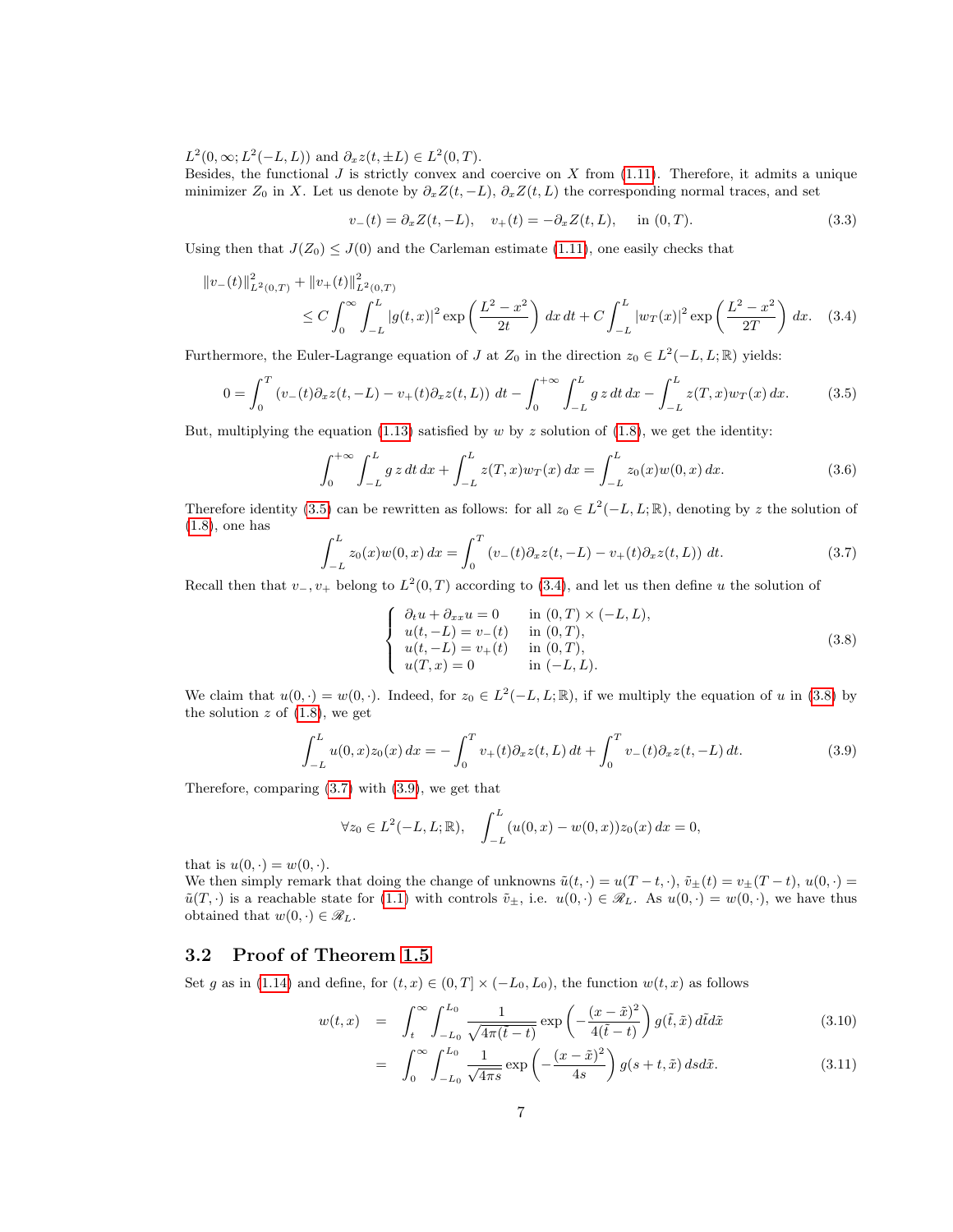$L^2(0,\infty;L^2(-L,L))$ and $\partial_x z(t,\pm L) \in L^2(0,T)$.
Besides, the functional $J$ is strictly convex and coercive on $X$ from (1.11). Therefore, it admits a unique minimizer $Z_0$ in $X$. Let us denote by $\partial_x Z(t,-L)$, $\partial_x Z(t,L)$ the corresponding normal traces, and set

$$v_-(t) = \partial_x Z(t,-L), \quad v_+(t) = -\partial_x Z(t,L), \quad \text{in } (0,T). \tag{3.3}$$

Using then that $J(Z_0) \leq J(0)$ and the Carleman estimate (1.11), one easily checks that

$$\begin{aligned} \|v_-(t)\|^2_{L^2(0,T)} &+ \|v_+(t)\|^2_{L^2(0,T)} \\ &\leq C \int_0^\infty \int_{-L}^L |g(t,x)|^2 \exp\left(\frac{L^2-x^2}{2t}\right) dx\, dt + C\int_{-L}^L |w_T(x)|^2 \exp\left(\frac{L^2-x^2}{2T}\right) dx. \end{aligned} \tag{3.4}$$

Furthermore, the Euler-Lagrange equation of $J$ at $Z_0$ in the direction $z_0 \in L^2(-L,L;\mathbb{R})$ yields:

$$0 = \int_0^T \left(v_-(t)\partial_x z(t,-L) - v_+(t)\partial_x z(t,L)\right) dt - \int_0^{+\infty}\int_{-L}^L g\, z\, dt\, dx - \int_{-L}^L z(T,x) w_T(x)\, dx. \tag{3.5}$$

But, multiplying the equation (1.13) satisfied by $w$ by $z$ solution of (1.8), we get the identity:

$$\int_0^{+\infty}\int_{-L}^L g\, z\, dt\, dx + \int_{-L}^L z(T,x) w_T(x)\, dx = \int_{-L}^L z_0(x) w(0,x)\, dx. \tag{3.6}$$

Therefore identity (3.5) can be rewritten as follows: for all $z_0 \in L^2(-L,L;\mathbb{R})$, denoting by $z$ the solution of (1.8), one has

$$\int_{-L}^L z_0(x) w(0,x)\, dx = \int_0^T \left(v_-(t)\partial_x z(t,-L) - v_+(t)\partial_x z(t,L)\right) dt. \tag{3.7}$$

Recall then that $v_-, v_+$ belong to $L^2(0,T)$ according to (3.4), and let us then define $u$ the solution of

$$\left\{\begin{array}{ll} \partial_t u + \partial_{xx} u = 0 & \text{in } (0,T)\times(-L,L), \\ u(t,-L) = v_-(t) & \text{in } (0,T), \\ u(t,-L) = v_+(t) & \text{in } (0,T), \\ u(T,x) = 0 & \text{in } (-L,L). \end{array}\right. \tag{3.8}$$

We claim that $u(0,\cdot) = w(0,\cdot)$. Indeed, for $z_0 \in L^2(-L,L;\mathbb{R})$, if we multiply the equation of $u$ in (3.8) by the solution $z$ of (1.8), we get

$$\int_{-L}^L u(0,x) z_0(x)\, dx = -\int_0^T v_+(t)\partial_x z(t,L)\, dt + \int_0^T v_-(t)\partial_x z(t,-L)\, dt. \tag{3.9}$$

Therefore, comparing (3.7) with (3.9), we get that

$$\forall z_0 \in L^2(-L,L;\mathbb{R}), \quad \int_{-L}^L (u(0,x) - w(0,x)) z_0(x)\, dx = 0,$$

that is $u(0,\cdot) = w(0,\cdot)$.
We then simply remark that doing the change of unknowns $\tilde{u}(t,\cdot) = u(T-t,\cdot)$, $\tilde{v}_\pm(t) = v_\pm(T-t)$, $u(0,\cdot) = \tilde{u}(T,\cdot)$ is a reachable state for (1.1) with controls $\tilde{v}_\pm$, i.e. $u(0,\cdot) \in \mathscr{R}_L$. As $u(0,\cdot) = w(0,\cdot)$, we have thus obtained that $w(0,\cdot) \in \mathscr{R}_L$.

## 3.2 Proof of Theorem 1.5

Set $g$ as in (1.14) and define, for $(t,x) \in (0,T] \times (-L_0, L_0)$, the function $w(t,x)$ as follows

$$\begin{aligned} w(t,x) &= \int_t^\infty \int_{-L_0}^{L_0} \frac{1}{\sqrt{4\pi(\tilde{t}-t)}} \exp\left(-\frac{(x-\tilde{x})^2}{4(\tilde{t}-t)}\right) g(\tilde{t},\tilde{x})\, d\tilde{t} d\tilde{x} & (3.10) \\ &= \int_0^\infty \int_{-L_0}^{L_0} \frac{1}{\sqrt{4\pi s}} \exp\left(-\frac{(x-\tilde{x})^2}{4s}\right) g(s+t,\tilde{x})\, ds d\tilde{x}. & (3.11) \end{aligned}$$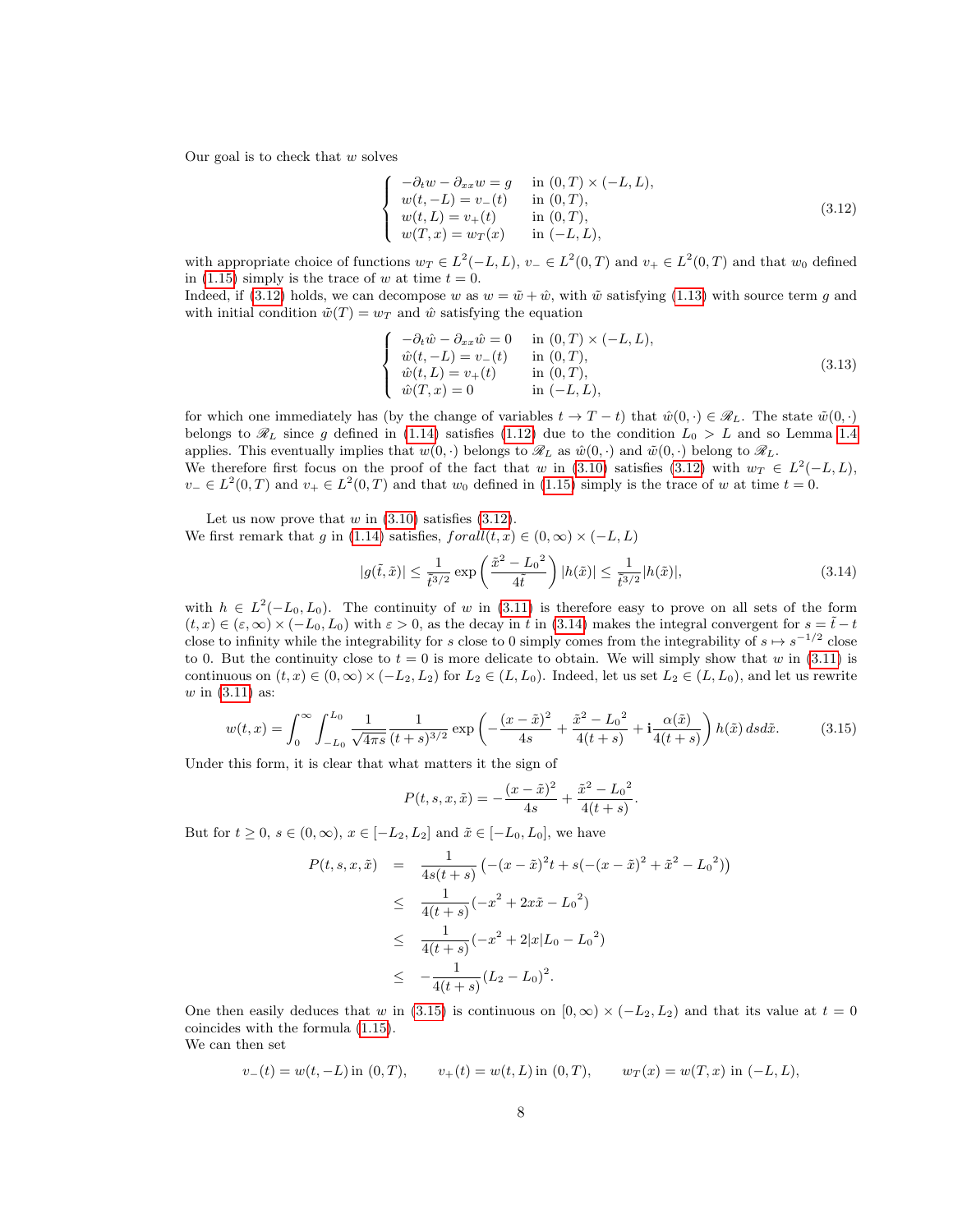Our goal is to check that $w$ solves

$$
\left\{
\begin{array}{ll}
-\partial_t w - \partial_{xx} w = g & \text{in } (0,T)\times(-L,L), \\
w(t,-L) = v_-(t) & \text{in } (0,T), \\
w(t,L) = v_+(t) & \text{in } (0,T), \\
w(T,x) = w_T(x) & \text{in } (-L,L),
\end{array}
\right.
\tag{3.12}
$$

with appropriate choice of functions $w_T \in L^2(-L,L)$, $v_- \in L^2(0,T)$ and $v_+ \in L^2(0,T)$ and that $w_0$ defined in (1.15) simply is the trace of $w$ at time $t=0$.
Indeed, if (3.12) holds, we can decompose $w$ as $w = \tilde{w} + \hat{w}$, with $\tilde{w}$ satisfying (1.13) with source term $g$ and with initial condition $\tilde{w}(T) = w_T$ and $\hat{w}$ satisfying the equation

$$
\left\{
\begin{array}{ll}
-\partial_t \hat{w} - \partial_{xx} \hat{w} = 0 & \text{in } (0,T)\times(-L,L), \\
\hat{w}(t,-L) = v_-(t) & \text{in } (0,T), \\
\hat{w}(t,L) = v_+(t) & \text{in } (0,T), \\
\hat{w}(T,x) = 0 & \text{in } (-L,L),
\end{array}
\right.
\tag{3.13}
$$

for which one immediately has (by the change of variables $t \to T-t$) that $\hat{w}(0,\cdot) \in \mathscr{R}_L$. The state $\tilde{w}(0,\cdot)$ belongs to $\mathscr{R}_L$ since $g$ defined in (1.14) satisfies (1.12) due to the condition $L_0 > L$ and so Lemma 1.4 applies. This eventually implies that $w(0,\cdot)$ belongs to $\mathscr{R}_L$ as $\hat{w}(0,\cdot)$ and $\tilde{w}(0,\cdot)$ belong to $\mathscr{R}_L$.
We therefore first focus on the proof of the fact that $w$ in (3.10) satisfies (3.12) with $w_T \in L^2(-L,L)$, $v_- \in L^2(0,T)$ and $v_+ \in L^2(0,T)$ and that $w_0$ defined in (1.15) simply is the trace of $w$ at time $t=0$.

Let us now prove that $w$ in (3.10) satisfies (3.12).
We first remark that $g$ in (1.14) satisfies, $forall (t,x) \in (0,\infty)\times(-L,L)$

$$
|g(\tilde{t},\tilde{x})| \leq \frac{1}{\tilde{t}^{3/2}} \exp\left(\frac{\tilde{x}^2 - {L_0}^2}{4\tilde{t}}\right) |h(\tilde{x})| \leq \frac{1}{\tilde{t}^{3/2}} |h(\tilde{x})|,
\tag{3.14}
$$

with $h \in L^2(-L_0,L_0)$. The continuity of $w$ in (3.11) is therefore easy to prove on all sets of the form $(t,x) \in (\varepsilon,\infty)\times(-L_0,L_0)$ with $\varepsilon > 0$, as the decay in $t$ in (3.14) makes the integral convergent for $s = \tilde{t} - t$ close to infinity while the integrability for $s$ close to 0 simply comes from the integrability of $s \mapsto s^{-1/2}$ close to 0. But the continuity close to $t=0$ is more delicate to obtain. We will simply show that $w$ in (3.11) is continuous on $(t,x) \in (0,\infty)\times(-L_2,L_2)$ for $L_2 \in (L,L_0)$. Indeed, let us set $L_2 \in (L,L_0)$, and let us rewrite $w$ in (3.11) as:

$$
w(t,x) = \int_0^\infty \int_{-L_0}^{L_0} \frac{1}{\sqrt{4\pi s}} \frac{1}{(t+s)^{3/2}} \exp\left(-\frac{(x-\tilde{x})^2}{4s} + \frac{\tilde{x}^2 - {L_0}^2}{4(t+s)} + \mathbf{i}\frac{\alpha(\tilde{x})}{4(t+s)}\right) h(\tilde{x})\, ds d\tilde{x}.
\tag{3.15}
$$

Under this form, it is clear that what matters it the sign of

$$
P(t,s,x,\tilde{x}) = -\frac{(x-\tilde{x})^2}{4s} + \frac{\tilde{x}^2 - {L_0}^2}{4(t+s)}.
$$

But for $t \geq 0$, $s \in (0,\infty)$, $x \in [-L_2,L_2]$ and $\tilde{x} \in [-L_0,L_0]$, we have

$$
\begin{aligned}
P(t,s,x,\tilde{x}) &= \frac{1}{4s(t+s)}\left(-(x-\tilde{x})^2 t + s(-(x-\tilde{x})^2 + \tilde{x}^2 - {L_0}^2)\right) \\
&\leq \frac{1}{4(t+s)}(-x^2 + 2x\tilde{x} - {L_0}^2) \\
&\leq \frac{1}{4(t+s)}(-x^2 + 2|x|L_0 - {L_0}^2) \\
&\leq -\frac{1}{4(t+s)}(L_2 - L_0)^2.
\end{aligned}
$$

One then easily deduces that $w$ in (3.15) is continuous on $[0,\infty)\times(-L_2,L_2)$ and that its value at $t=0$ coincides with the formula (1.15).
We can then set

$$
v_-(t) = w(t,-L) \text{ in } (0,T), \qquad v_+(t) = w(t,L) \text{ in } (0,T), \qquad w_T(x) = w(T,x) \text{ in } (-L,L),
$$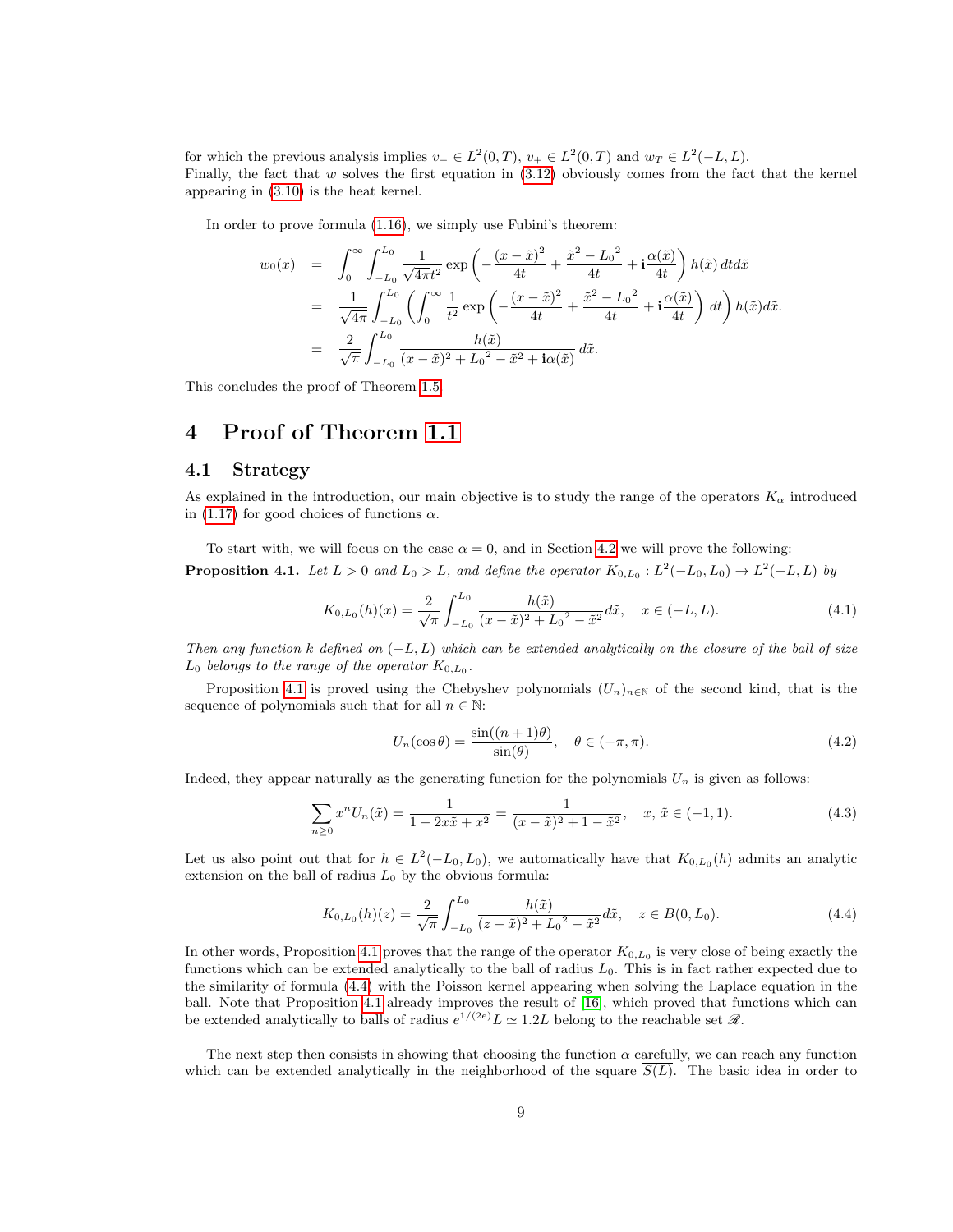for which the previous analysis implies $v_- \in L^2(0,T)$, $v_+ \in L^2(0,T)$ and $w_T \in L^2(-L,L)$.
Finally, the fact that $w$ solves the first equation in (3.12) obviously comes from the fact that the kernel appearing in (3.10) is the heat kernel.

In order to prove formula (1.16), we simply use Fubini's theorem:

$$
\begin{aligned}
w_0(x) &= \int_0^\infty \int_{-L_0}^{L_0} \frac{1}{\sqrt{4\pi} t^2} \exp\left( -\frac{(x-\tilde{x})^2}{4t} + \frac{\tilde{x}^2 - {L_0}^2}{4t} + \mathbf{i}\frac{\alpha(\tilde{x})}{4t} \right) h(\tilde{x}) \, dt d\tilde{x} \\
&= \frac{1}{\sqrt{4\pi}} \int_{-L_0}^{L_0} \left( \int_0^\infty \frac{1}{t^2} \exp\left( -\frac{(x-\tilde{x})^2}{4t} + \frac{\tilde{x}^2 - {L_0}^2}{4t} + \mathbf{i}\frac{\alpha(\tilde{x})}{4t} \right) dt \right) h(\tilde{x}) d\tilde{x}. \\
&= \frac{2}{\sqrt{\pi}} \int_{-L_0}^{L_0} \frac{h(\tilde{x})}{(x-\tilde{x})^2 + {L_0}^2 - \tilde{x}^2 + \mathbf{i}\alpha(\tilde{x})} \, d\tilde{x}.
\end{aligned}
$$

This concludes the proof of Theorem 1.5.

# 4 Proof of Theorem 1.1

## 4.1 Strategy

As explained in the introduction, our main objective is to study the range of the operators $K_\alpha$ introduced in (1.17) for good choices of functions $\alpha$.

To start with, we will focus on the case $\alpha = 0$, and in Section 4.2 we will prove the following:

**Proposition 4.1.** *Let $L > 0$ and $L_0 > L$, and define the operator $K_{0,L_0} : L^2(-L_0, L_0) \to L^2(-L, L)$ by*

$$
K_{0,L_0}(h)(x) = \frac{2}{\sqrt{\pi}} \int_{-L_0}^{L_0} \frac{h(\tilde{x})}{(x-\tilde{x})^2 + {L_0}^2 - \tilde{x}^2} d\tilde{x}, \quad x \in (-L, L). \tag{4.1}
$$

*Then any function $k$ defined on $(-L, L)$ which can be extended analytically on the closure of the ball of size $L_0$ belongs to the range of the operator $K_{0,L_0}$.*

Proposition 4.1 is proved using the Chebyshev polynomials $(U_n)_{n\in\mathbb{N}}$ of the second kind, that is the sequence of polynomials such that for all $n \in \mathbb{N}$:

$$
U_n(\cos\theta) = \frac{\sin((n+1)\theta)}{\sin(\theta)}, \quad \theta \in (-\pi, \pi). \tag{4.2}
$$

Indeed, they appear naturally as the generating function for the polynomials $U_n$ is given as follows:

$$
\sum_{n\geq 0} x^n U_n(\tilde{x}) = \frac{1}{1 - 2x\tilde{x} + x^2} = \frac{1}{(x-\tilde{x})^2 + 1 - \tilde{x}^2}, \quad x, \tilde{x} \in (-1, 1). \tag{4.3}
$$

Let us also point out that for $h \in L^2(-L_0, L_0)$, we automatically have that $K_{0,L_0}(h)$ admits an analytic extension on the ball of radius $L_0$ by the obvious formula:

$$
K_{0,L_0}(h)(z) = \frac{2}{\sqrt{\pi}} \int_{-L_0}^{L_0} \frac{h(\tilde{x})}{(z-\tilde{x})^2 + {L_0}^2 - \tilde{x}^2} d\tilde{x}, \quad z \in B(0, L_0). \tag{4.4}
$$

In other words, Proposition 4.1 proves that the range of the operator $K_{0,L_0}$ is very close of being exactly the functions which can be extended analytically to the ball of radius $L_0$. This is in fact rather expected due to the similarity of formula (4.4) with the Poisson kernel appearing when solving the Laplace equation in the ball. Note that Proposition 4.1 already improves the result of [16], which proved that functions which can be extended analytically to balls of radius $e^{1/(2e)}L \simeq 1.2L$ belong to the reachable set $\mathscr{R}$.

The next step then consists in showing that choosing the function $\alpha$ carefully, we can reach any function which can be extended analytically in the neighborhood of the square $\overline{S(L)}$. The basic idea in order to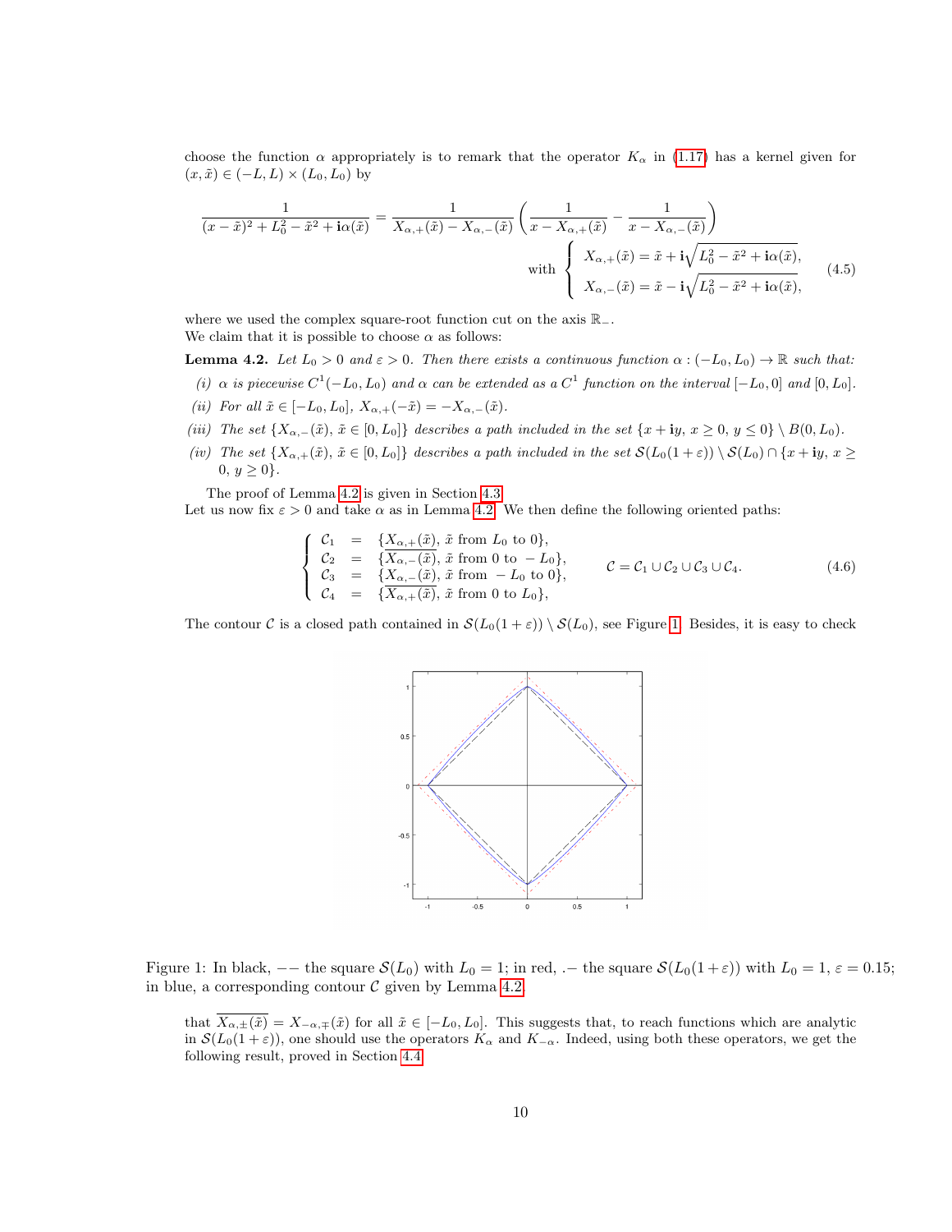choose the function $\alpha$ appropriately is to remark that the operator $K_\alpha$ in (1.17) has a kernel given for $(x,\tilde{x}) \in (-L,L)\times(L_0,L_0)$ by

$$\frac{1}{(x-\tilde{x})^2 + L_0^2 - \tilde{x}^2 + \mathbf{i}\alpha(\tilde{x})} = \frac{1}{X_{\alpha,+}(\tilde{x}) - X_{\alpha,-}(\tilde{x})}\left(\frac{1}{x - X_{\alpha,+}(\tilde{x})} - \frac{1}{x - X_{\alpha,-}(\tilde{x})}\right)$$

$$\text{with } \left\{ \begin{array}{l} X_{\alpha,+}(\tilde{x}) = \tilde{x} + \mathbf{i}\sqrt{L_0^2 - \tilde{x}^2 + \mathbf{i}\alpha(\tilde{x})}, \\ X_{\alpha,-}(\tilde{x}) = \tilde{x} - \mathbf{i}\sqrt{L_0^2 - \tilde{x}^2 + \mathbf{i}\alpha(\tilde{x})}, \end{array} \right. \tag{4.5}$$

where we used the complex square-root function cut on the axis $\mathbb{R}_-$.
We claim that it is possible to choose $\alpha$ as follows:

**Lemma 4.2.** *Let $L_0 > 0$ and $\varepsilon > 0$. Then there exists a continuous function $\alpha : (-L_0, L_0) \to \mathbb{R}$ such that:*

*(i) $\alpha$ is piecewise $C^1(-L_0, L_0)$ and $\alpha$ can be extended as a $C^1$ function on the interval $[-L_0, 0]$ and $[0, L_0]$.*

*(ii) For all $\tilde{x} \in [-L_0, L_0]$, $X_{\alpha,+}(-\tilde{x}) = -X_{\alpha,-}(\tilde{x})$.*

*(iii) The set $\{X_{\alpha,-}(\tilde{x}),\ \tilde{x} \in [0, L_0]\}$ describes a path included in the set $\{x + \mathbf{i}y,\ x \geq 0,\ y \leq 0\} \setminus B(0, L_0)$.*

*(iv) The set $\{X_{\alpha,+}(\tilde{x}),\ \tilde{x} \in [0, L_0]\}$ describes a path included in the set $\mathcal{S}(L_0(1+\varepsilon)) \setminus \mathcal{S}(L_0) \cap \{x + \mathbf{i}y,\ x \geq 0,\ y \geq 0\}$.*

The proof of Lemma 4.2 is given in Section 4.3.
Let us now fix $\varepsilon > 0$ and take $\alpha$ as in Lemma 4.2. We then define the following oriented paths:

$$\left\{ \begin{array}{lcl} \mathcal{C}_1 & = & \{X_{\alpha,+}(\tilde{x}),\ \tilde{x} \text{ from } L_0 \text{ to } 0\}, \\ \mathcal{C}_2 & = & \{\overline{X_{\alpha,-}(\tilde{x})},\ \tilde{x} \text{ from } 0 \text{ to } -L_0\}, \\ \mathcal{C}_3 & = & \{X_{\alpha,-}(\tilde{x}),\ \tilde{x} \text{ from } -L_0 \text{ to } 0\}, \\ \mathcal{C}_4 & = & \{\overline{X_{\alpha,+}(\tilde{x})},\ \tilde{x} \text{ from } 0 \text{ to } L_0\}, \end{array} \right. \qquad \mathcal{C} = \mathcal{C}_1 \cup \mathcal{C}_2 \cup \mathcal{C}_3 \cup \mathcal{C}_4. \tag{4.6}$$

The contour $\mathcal{C}$ is a closed path contained in $\mathcal{S}(L_0(1+\varepsilon)) \setminus \mathcal{S}(L_0)$, see Figure 1. Besides, it is easy to check

Figure 1: In black, $--$ the square $\mathcal{S}(L_0)$ with $L_0 = 1$; in red, $.-$ the square $\mathcal{S}(L_0(1+\varepsilon))$ with $L_0 = 1$, $\varepsilon = 0.15$; in blue, a corresponding contour $\mathcal{C}$ given by Lemma 4.2.

that $\overline{X_{\alpha,\pm}(\tilde{x})} = X_{-\alpha,\mp}(\tilde{x})$ for all $\tilde{x} \in [-L_0, L_0]$. This suggests that, to reach functions which are analytic in $\mathcal{S}(L_0(1+\varepsilon))$, one should use the operators $K_\alpha$ and $K_{-\alpha}$. Indeed, using both these operators, we get the following result, proved in Section 4.4.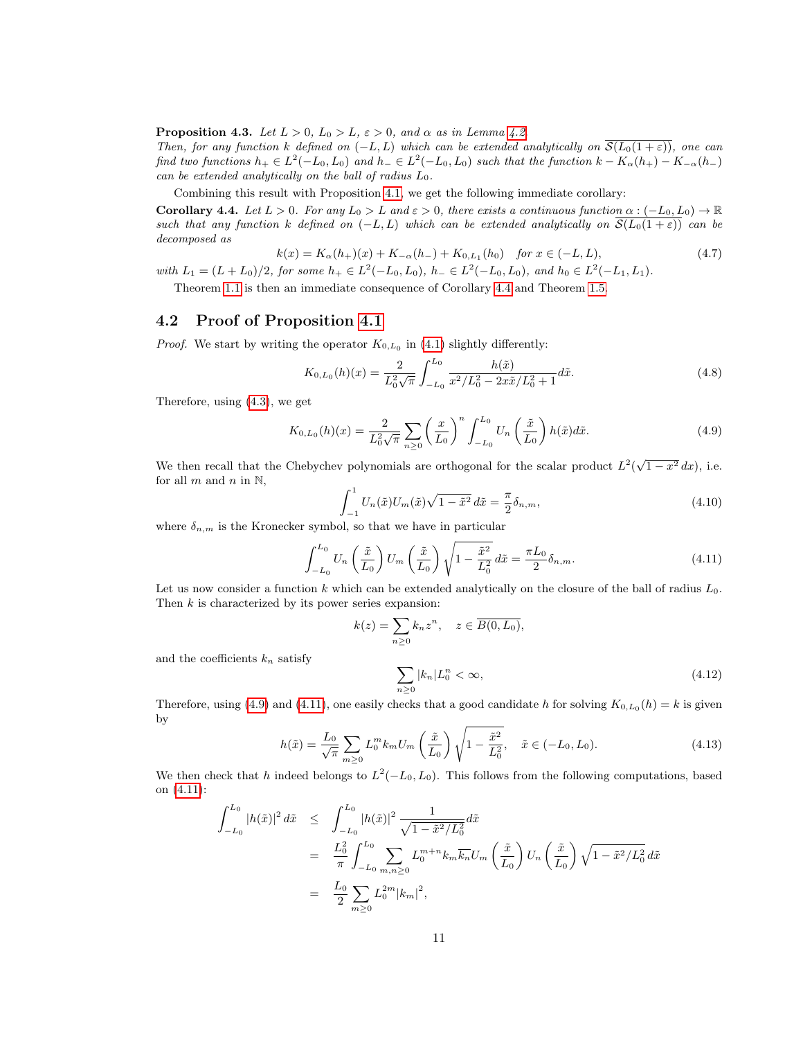**Proposition 4.3.** *Let $L > 0$, $L_0 > L$, $\varepsilon > 0$, and $\alpha$ as in Lemma 4.2.*
*Then, for any function $k$ defined on $(-L, L)$ which can be extended analytically on $\overline{\mathcal{S}(L_0(1+\varepsilon))}$, one can find two functions $h_+ \in L^2(-L_0, L_0)$ and $h_- \in L^2(-L_0, L_0)$ such that the function $k - K_\alpha(h_+) - K_{-\alpha}(h_-)$ can be extended analytically on the ball of radius $L_0$.*

Combining this result with Proposition 4.1, we get the following immediate corollary:

**Corollary 4.4.** *Let $L > 0$. For any $L_0 > L$ and $\varepsilon > 0$, there exists a continuous function $\alpha : (-L_0, L_0) \to \mathbb{R}$ such that any function $k$ defined on $(-L, L)$ which can be extended analytically on $\overline{\mathcal{S}(L_0(1+\varepsilon))}$ can be decomposed as*

$$k(x) = K_\alpha(h_+)(x) + K_{-\alpha}(h_-) + K_{0,L_1}(h_0) \quad \text{for } x \in (-L, L), \tag{4.7}$$

*with $L_1 = (L + L_0)/2$, for some $h_+ \in L^2(-L_0, L_0)$, $h_- \in L^2(-L_0, L_0)$, and $h_0 \in L^2(-L_1, L_1)$.*

Theorem 1.1 is then an immediate consequence of Corollary 4.4 and Theorem 1.5.

## 4.2 Proof of Proposition 4.1

*Proof.* We start by writing the operator $K_{0,L_0}$ in (4.1) slightly differently:

$$K_{0,L_0}(h)(x) = \frac{2}{L_0^2\sqrt{\pi}} \int_{-L_0}^{L_0} \frac{h(\tilde{x})}{x^2/L_0^2 - 2x\tilde{x}/L_0^2 + 1} d\tilde{x}. \tag{4.8}$$

Therefore, using (4.3), we get

$$K_{0,L_0}(h)(x) = \frac{2}{L_0^2\sqrt{\pi}} \sum_{n \geq 0} \left(\frac{x}{L_0}\right)^n \int_{-L_0}^{L_0} U_n\left(\frac{\tilde{x}}{L_0}\right) h(\tilde{x}) d\tilde{x}. \tag{4.9}$$

We then recall that the Chebychev polynomials are orthogonal for the scalar product $L^2(\sqrt{1-x^2}\,dx)$, i.e. for all $m$ and $n$ in $\mathbb{N}$,

$$\int_{-1}^{1} U_n(\tilde{x}) U_m(\tilde{x}) \sqrt{1-\tilde{x}^2}\, d\tilde{x} = \frac{\pi}{2}\delta_{n,m}, \tag{4.10}$$

where $\delta_{n,m}$ is the Kronecker symbol, so that we have in particular

$$\int_{-L_0}^{L_0} U_n\left(\frac{\tilde{x}}{L_0}\right) U_m\left(\frac{\tilde{x}}{L_0}\right) \sqrt{1 - \frac{\tilde{x}^2}{L_0^2}}\, d\tilde{x} = \frac{\pi L_0}{2}\delta_{n,m}. \tag{4.11}$$

Let us now consider a function $k$ which can be extended analytically on the closure of the ball of radius $L_0$. Then $k$ is characterized by its power series expansion:

$$k(z) = \sum_{n \geq 0} k_n z^n, \quad z \in \overline{B(0, L_0)},$$

and the coefficients $k_n$ satisfy

$$\sum_{n \geq 0} |k_n| L_0^n < \infty, \tag{4.12}$$

Therefore, using (4.9) and (4.11), one easily checks that a good candidate $h$ for solving $K_{0,L_0}(h) = k$ is given by

$$h(\tilde{x}) = \frac{L_0}{\sqrt{\pi}} \sum_{m \geq 0} L_0^m k_m U_m\left(\frac{\tilde{x}}{L_0}\right) \sqrt{1 - \frac{\tilde{x}^2}{L_0^2}}, \quad \tilde{x} \in (-L_0, L_0). \tag{4.13}$$

We then check that $h$ indeed belongs to $L^2(-L_0, L_0)$. This follows from the following computations, based on (4.11):

$$\begin{aligned}
\int_{-L_0}^{L_0} |h(\tilde{x})|^2\, d\tilde{x} &\leq \int_{-L_0}^{L_0} |h(\tilde{x})|^2 \frac{1}{\sqrt{1 - \tilde{x}^2/L_0^2}} d\tilde{x} \\
&= \frac{L_0^2}{\pi} \int_{-L_0}^{L_0} \sum_{m,n \geq 0} L_0^{m+n} k_m \overline{k_n} U_m\left(\frac{\tilde{x}}{L_0}\right) U_n\left(\frac{\tilde{x}}{L_0}\right) \sqrt{1 - \tilde{x}^2/L_0^2}\, d\tilde{x} \\
&= \frac{L_0}{2} \sum_{m \geq 0} L_0^{2m} |k_m|^2,
\end{aligned}$$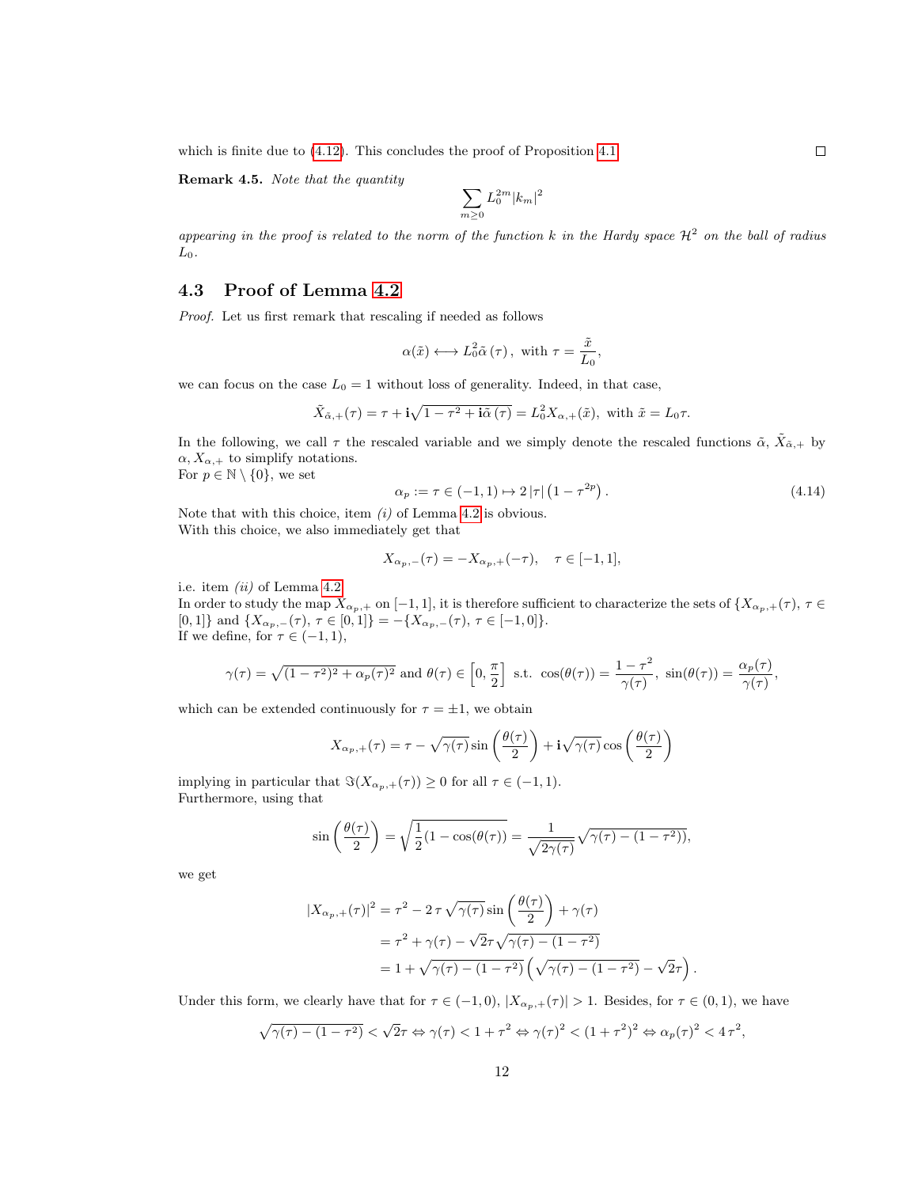which is finite due to (4.12). This concludes the proof of Proposition 4.1. □

**Remark 4.5.** *Note that the quantity*

$$\sum_{m\geq 0} L_0^{2m}|k_m|^2$$

*appearing in the proof is related to the norm of the function $k$ in the Hardy space $\mathcal{H}^2$ on the ball of radius $L_0$.*

### 4.3 Proof of Lemma 4.2

*Proof.* Let us first remark that rescaling if needed as follows

$$\alpha(\tilde{x}) \longleftrightarrow L_0^2\tilde{\alpha}\left(\tau\right), \text{ with } \tau = \frac{\tilde{x}}{L_0},$$

we can focus on the case $L_0 = 1$ without loss of generality. Indeed, in that case,

$$\tilde{X}_{\tilde{\alpha},+}(\tau) = \tau + \mathbf{i}\sqrt{1-\tau^2+\mathbf{i}\tilde{\alpha}\left(\tau\right)} = L_0^2 X_{\alpha,+}(\tilde{x}), \text{ with } \tilde{x} = L_0\tau.$$

In the following, we call $\tau$ the rescaled variable and we simply denote the rescaled functions $\tilde{\alpha}$, $\tilde{X}_{\tilde{\alpha},+}$ by $\alpha, X_{\alpha,+}$ to simplify notations.
For $p \in \mathbb{N}\setminus\{0\}$, we set

$$\alpha_p := \tau \in (-1,1) \mapsto 2\,|\tau|\left(1-\tau^{2p}\right). \tag{4.14}$$

Note that with this choice, item *(i)* of Lemma 4.2 is obvious.
With this choice, we also immediately get that

$$X_{\alpha_p,-}(\tau) = -X_{\alpha_p,+}(-\tau), \quad \tau \in [-1,1],$$

i.e. item *(ii)* of Lemma 4.2.
In order to study the map $X_{\alpha_p,+}$ on $[-1,1]$, it is therefore sufficient to characterize the sets of $\{X_{\alpha_p,+}(\tau),\, \tau \in [0,1]\}$ and $\{X_{\alpha_p,-}(\tau),\, \tau\in[0,1]\} = -\{X_{\alpha_p,-}(\tau),\, \tau\in[-1,0]\}$.
If we define, for $\tau\in(-1,1)$,

$$\gamma(\tau) = \sqrt{(1-\tau^2)^2+\alpha_p(\tau)^2} \text{ and } \theta(\tau)\in\left[0,\frac{\pi}{2}\right] \text{ s.t. } \cos(\theta(\tau)) = \frac{1-\tau^2}{\gamma(\tau)},\ \sin(\theta(\tau)) = \frac{\alpha_p(\tau)}{\gamma(\tau)},$$

which can be extended continuously for $\tau=\pm1$, we obtain

$$X_{\alpha_p,+}(\tau) = \tau - \sqrt{\gamma(\tau)}\sin\left(\frac{\theta(\tau)}{2}\right) + \mathbf{i}\sqrt{\gamma(\tau)}\cos\left(\frac{\theta(\tau)}{2}\right)$$

implying in particular that $\Im(X_{\alpha_p,+}(\tau)) \geq 0$ for all $\tau\in(-1,1)$.
Furthermore, using that

$$\sin\left(\frac{\theta(\tau)}{2}\right) = \sqrt{\frac{1}{2}(1-\cos(\theta(\tau))} = \frac{1}{\sqrt{2\gamma(\tau)}}\sqrt{\gamma(\tau)-(1-\tau^2)},$$

we get

$$\begin{aligned}
|X_{\alpha_p,+}(\tau)|^2 &= \tau^2 - 2\,\tau\sqrt{\gamma(\tau)}\sin\left(\frac{\theta(\tau)}{2}\right) + \gamma(\tau)\\
&= \tau^2+\gamma(\tau) - \sqrt{2}\tau\sqrt{\gamma(\tau)-(1-\tau^2)}\\
&= 1+\sqrt{\gamma(\tau)-(1-\tau^2)}\left(\sqrt{\gamma(\tau)-(1-\tau^2)}-\sqrt{2}\tau\right).
\end{aligned}$$

Under this form, we clearly have that for $\tau\in(-1,0)$, $|X_{\alpha_p,+}(\tau)|>1$. Besides, for $\tau\in(0,1)$, we have

$$\sqrt{\gamma(\tau)-(1-\tau^2)} < \sqrt{2}\tau \Leftrightarrow \gamma(\tau) < 1+\tau^2 \Leftrightarrow \gamma(\tau)^2 < (1+\tau^2)^2 \Leftrightarrow \alpha_p(\tau)^2 < 4\,\tau^2,$$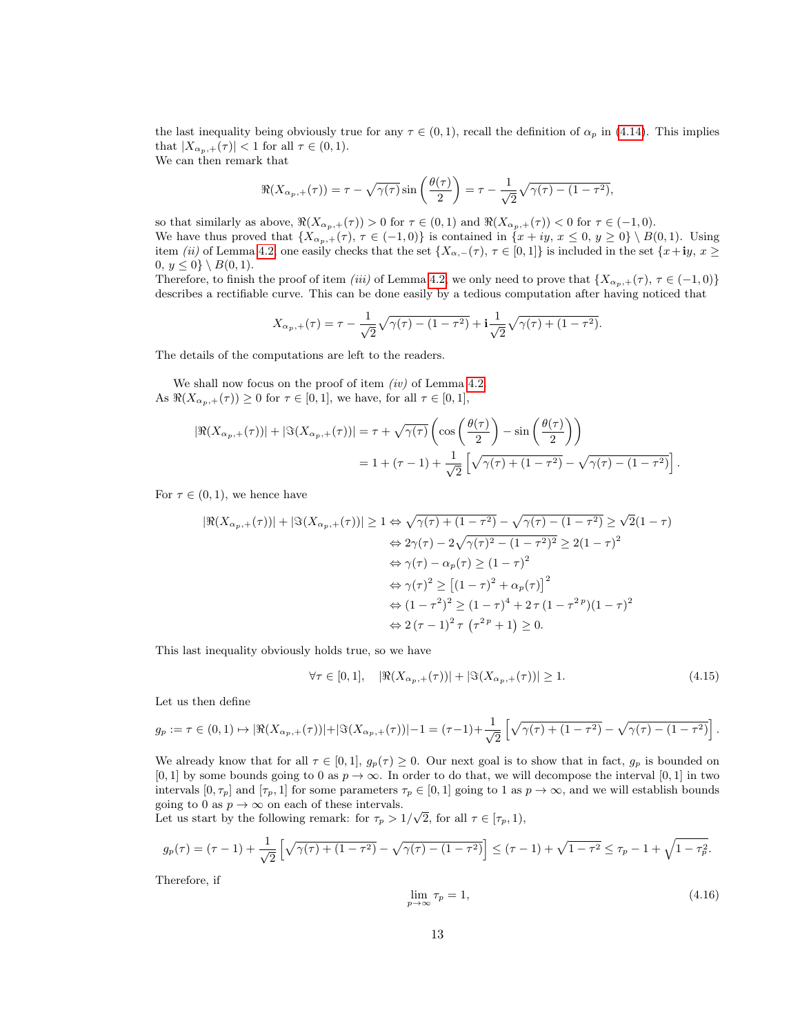the last inequality being obviously true for any $\tau \in (0,1)$, recall the definition of $\alpha_p$ in (4.14). This implies that $|X_{\alpha_p,+}(\tau)| < 1$ for all $\tau \in (0,1)$.
We can then remark that

$$\Re(X_{\alpha_p,+}(\tau)) = \tau - \sqrt{\gamma(\tau)} \sin\left(\frac{\theta(\tau)}{2}\right) = \tau - \frac{1}{\sqrt{2}}\sqrt{\gamma(\tau) - (1-\tau^2)},$$

so that similarly as above, $\Re(X_{\alpha_p,+}(\tau)) > 0$ for $\tau \in (0,1)$ and $\Re(X_{\alpha_p,+}(\tau)) < 0$ for $\tau \in (-1,0)$.
We have thus proved that $\{X_{\alpha_p,+}(\tau),\, \tau \in (-1,0)\}$ is contained in $\{x+iy,\, x \leq 0,\, y \geq 0\} \setminus B(0,1)$. Using item *(ii)* of Lemma 4.2, one easily checks that the set $\{X_{\alpha,-}(\tau),\, \tau \in [0,1]\}$ is included in the set $\{x + \mathbf{i}y,\, x \geq 0,\, y \leq 0\} \setminus B(0,1)$.
Therefore, to finish the proof of item *(iii)* of Lemma 4.2, we only need to prove that $\{X_{\alpha_p,+}(\tau),\, \tau \in (-1,0)\}$ describes a rectifiable curve. This can be done easily by a tedious computation after having noticed that

$$X_{\alpha_p,+}(\tau) = \tau - \frac{1}{\sqrt{2}}\sqrt{\gamma(\tau) - (1-\tau^2)} + \mathbf{i}\frac{1}{\sqrt{2}}\sqrt{\gamma(\tau) + (1-\tau^2)}.$$

The details of the computations are left to the readers.

We shall now focus on the proof of item *(iv)* of Lemma 4.2.
As $\Re(X_{\alpha_p,+}(\tau)) \geq 0$ for $\tau \in [0,1]$, we have, for all $\tau \in [0,1]$,

$$\begin{aligned}|\Re(X_{\alpha_p,+}(\tau))| + |\Im(X_{\alpha_p,+}(\tau))| &= \tau + \sqrt{\gamma(\tau)}\left(\cos\left(\frac{\theta(\tau)}{2}\right) - \sin\left(\frac{\theta(\tau)}{2}\right)\right)\\ &= 1 + (\tau - 1) + \frac{1}{\sqrt{2}}\left[\sqrt{\gamma(\tau) + (1-\tau^2)} - \sqrt{\gamma(\tau) - (1-\tau^2)}\right].\end{aligned}$$

For $\tau \in (0,1)$, we hence have

$$\begin{aligned}|\Re(X_{\alpha_p,+}(\tau))| + |\Im(X_{\alpha_p,+}(\tau))| \geq 1 &\Leftrightarrow \sqrt{\gamma(\tau) + (1-\tau^2)} - \sqrt{\gamma(\tau) - (1-\tau^2)} \geq \sqrt{2}(1-\tau)\\ &\Leftrightarrow 2\gamma(\tau) - 2\sqrt{\gamma(\tau)^2 - (1-\tau^2)^2} \geq 2(1-\tau)^2\\ &\Leftrightarrow \gamma(\tau) - \alpha_p(\tau) \geq (1-\tau)^2\\ &\Leftrightarrow \gamma(\tau)^2 \geq \left[(1-\tau)^2 + \alpha_p(\tau)\right]^2\\ &\Leftrightarrow (1-\tau^2)^2 \geq (1-\tau)^4 + 2\,\tau\,(1-\tau^{2\,p})(1-\tau)^2\\ &\Leftrightarrow 2\,(\tau-1)^2\,\tau\,\left(\tau^{2\,p}+1\right) \geq 0.\end{aligned}$$

This last inequality obviously holds true, so we have

$$\forall \tau \in [0,1], \quad |\Re(X_{\alpha_p,+}(\tau))| + |\Im(X_{\alpha_p,+}(\tau))| \geq 1. \tag{4.15}$$

Let us then define

$$g_p := \tau \in (0,1) \mapsto |\Re(X_{\alpha_p,+}(\tau))| + |\Im(X_{\alpha_p,+}(\tau))| - 1 = (\tau - 1) + \frac{1}{\sqrt{2}}\left[\sqrt{\gamma(\tau) + (1-\tau^2)} - \sqrt{\gamma(\tau) - (1-\tau^2)}\right].$$

We already know that for all $\tau \in [0,1]$, $g_p(\tau) \geq 0$. Our next goal is to show that in fact, $g_p$ is bounded on $[0,1]$ by some bounds going to 0 as $p \to \infty$. In order to do that, we will decompose the interval $[0,1]$ in two intervals $[0,\tau_p]$ and $[\tau_p, 1]$ for some parameters $\tau_p \in [0,1]$ going to 1 as $p \to \infty$, and we will establish bounds going to 0 as $p \to \infty$ on each of these intervals.
Let us start by the following remark: for $\tau_p > 1/\sqrt{2}$, for all $\tau \in [\tau_p, 1)$,

$$g_p(\tau) = (\tau - 1) + \frac{1}{\sqrt{2}}\left[\sqrt{\gamma(\tau) + (1-\tau^2)} - \sqrt{\gamma(\tau) - (1-\tau^2)}\right] \leq (\tau - 1) + \sqrt{1-\tau^2} \leq \tau_p - 1 + \sqrt{1-\tau_p^2}.$$

Therefore, if

$$\lim_{p\to\infty} \tau_p = 1, \tag{4.16}$$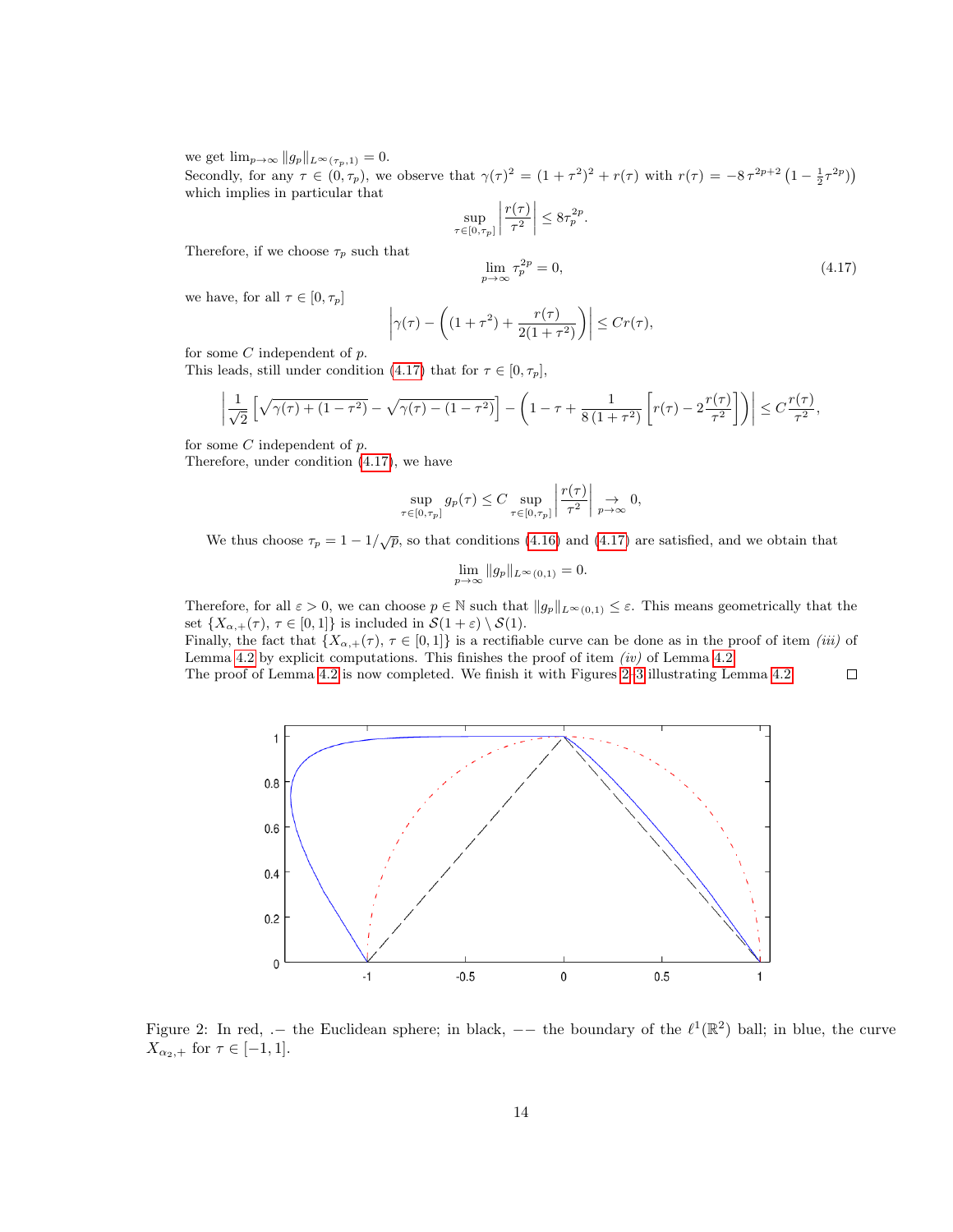we get $\lim_{p\to\infty} \|g_p\|_{L^\infty(\tau_p,1)} = 0$.
Secondly, for any $\tau \in (0,\tau_p)$, we observe that $\gamma(\tau)^2 = (1+\tau^2)^2 + r(\tau)$ with $r(\tau) = -8\,\tau^{2p+2}\left(1-\frac{1}{2}\tau^{2p}\right)$ which implies in particular that

$$\sup_{\tau\in[0,\tau_p]}\left|\frac{r(\tau)}{\tau^2}\right| \le 8\tau_p^{2p}.$$

Therefore, if we choose $\tau_p$ such that

$$\lim_{p\to\infty} \tau_p^{2p} = 0, \tag{4.17}$$

we have, for all $\tau\in[0,\tau_p]$

$$\left|\gamma(\tau) - \left((1+\tau^2) + \frac{r(\tau)}{2(1+\tau^2)}\right)\right| \le C r(\tau),$$

for some $C$ independent of $p$.
This leads, still under condition (4.17) that for $\tau \in [0,\tau_p]$,

$$\left|\frac{1}{\sqrt{2}}\left[\sqrt{\gamma(\tau)+(1-\tau^2)} - \sqrt{\gamma(\tau)-(1-\tau^2)}\right] - \left(1-\tau+\frac{1}{8\,(1+\tau^2)}\left[r(\tau) - 2\frac{r(\tau)}{\tau^2}\right]\right)\right| \le C\frac{r(\tau)}{\tau^2},$$

for some $C$ independent of $p$.
Therefore, under condition (4.17), we have

$$\sup_{\tau\in[0,\tau_p]} g_p(\tau) \le C \sup_{\tau\in[0,\tau_p]}\left|\frac{r(\tau)}{\tau^2}\right| \underset{p\to\infty}{\to} 0,$$

We thus choose $\tau_p = 1-1/\sqrt{p}$, so that conditions (4.16) and (4.17) are satisfied, and we obtain that

$$\lim_{p\to\infty}\|g_p\|_{L^\infty(0,1)} = 0.$$

Therefore, for all $\varepsilon > 0$, we can choose $p\in\mathbb{N}$ such that $\|g_p\|_{L^\infty(0,1)} \le \varepsilon$. This means geometrically that the set $\{X_{\alpha,+}(\tau),\ \tau\in[0,1]\}$ is included in $\mathcal{S}(1+\varepsilon)\setminus\mathcal{S}(1)$.
Finally, the fact that $\{X_{\alpha,+}(\tau),\ \tau\in[0,1]\}$ is a rectifiable curve can be done as in the proof of item *(iii)* of Lemma 4.2 by explicit computations. This finishes the proof of item *(iv)* of Lemma 4.2.
The proof of Lemma 4.2 is now completed. We finish it with Figures 2–3 illustrating Lemma 4.2. $\square$

Figure 2: In red, .– the Euclidean sphere; in black, $--$ the boundary of the $\ell^1(\mathbb{R}^2)$ ball; in blue, the curve $X_{\alpha_2,+}$ for $\tau\in[-1,1]$.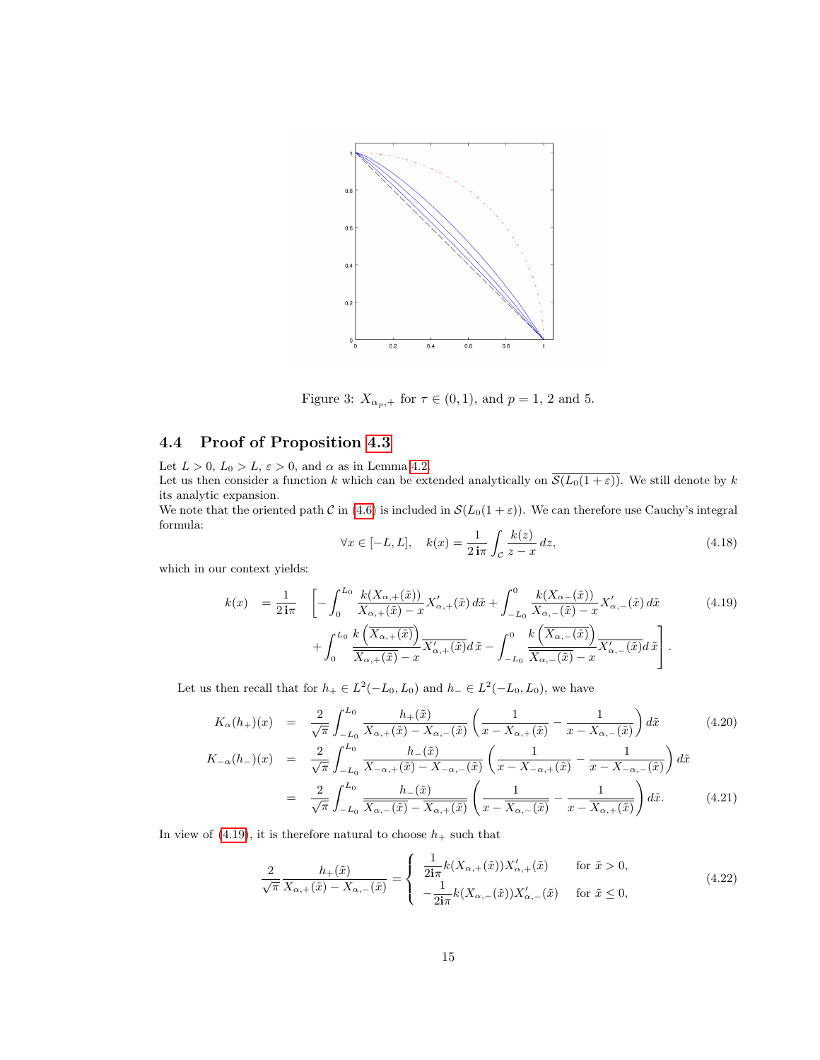Figure 3: $X_{\alpha_p,+}$ for $\tau \in (0,1)$, and $p = 1$, 2 and 5.

### 4.4 Proof of Proposition 4.3

Let $L > 0$, $L_0 > L$, $\varepsilon > 0$, and $\alpha$ as in Lemma 4.2.
Let us then consider a function $k$ which can be extended analytically on $\overline{\mathcal{S}(L_0(1+\varepsilon))}$. We still denote by $k$ its analytic expansion.
We note that the oriented path $\mathcal{C}$ in (4.6) is included in $\mathcal{S}(L_0(1+\varepsilon))$. We can therefore use Cauchy's integral formula:

$$\forall x \in [-L, L], \quad k(x) = \frac{1}{2\,\mathbf{i}\pi} \int_{\mathcal{C}} \frac{k(z)}{z - x}\, dz, \tag{4.18}$$

which in our context yields:

$$\begin{aligned} k(x) \;&= \frac{1}{2\,\mathbf{i}\pi} \quad \left[ -\int_0^{L_0} \frac{k(X_{\alpha,+}(\tilde{x}))}{X_{\alpha,+}(\tilde{x}) - x} X'_{\alpha,+}(\tilde{x})\, d\tilde{x} + \int_{-L_0}^{0} \frac{k(X_{\alpha-}(\tilde{x}))}{X_{\alpha,-}(\tilde{x}) - x} X'_{\alpha,-}(\tilde{x})\, d\tilde{x} \right. \\ &\qquad \left. + \int_0^{L_0} \frac{k\left(\overline{X_{\alpha,+}(\tilde{x})}\right)}{\overline{X_{\alpha,+}(\tilde{x})} - x} \overline{X'_{\alpha,+}(\tilde{x})} d\,\tilde{x} - \int_{-L_0}^{0} \frac{k\left(\overline{X_{\alpha,-}(\tilde{x})}\right)}{\overline{X_{\alpha,-}(\tilde{x})} - x} \overline{X'_{\alpha,-}(\tilde{x})} d\,\tilde{x} \right]. \end{aligned} \tag{4.19}$$

Let us then recall that for $h_+ \in L^2(-L_0, L_0)$ and $h_- \in L^2(-L_0, L_0)$, we have

$$K_\alpha(h_+)(x) \;=\; \frac{2}{\sqrt{\pi}} \int_{-L_0}^{L_0} \frac{h_+(\tilde{x})}{X_{\alpha,+}(\tilde{x}) - X_{\alpha,-}(\tilde{x})} \left( \frac{1}{x - X_{\alpha,+}(\tilde{x})} - \frac{1}{x - X_{\alpha,-}(\tilde{x})} \right) d\tilde{x} \tag{4.20}$$

$$\begin{aligned} K_{-\alpha}(h_-)(x) \;&=\; \frac{2}{\sqrt{\pi}} \int_{-L_0}^{L_0} \frac{h_-(\tilde{x})}{X_{-\alpha,+}(\tilde{x}) - X_{-\alpha,-}(\tilde{x})} \left( \frac{1}{x - X_{-\alpha,+}(\tilde{x})} - \frac{1}{x - X_{-\alpha,-}(\tilde{x})} \right) d\tilde{x} \\ &=\; \frac{2}{\sqrt{\pi}} \int_{-L_0}^{L_0} \frac{h_-(\tilde{x})}{\overline{X_{\alpha,-}(\tilde{x})} - \overline{X_{\alpha,+}(\tilde{x})}} \left( \frac{1}{x - \overline{X_{\alpha,-}(\tilde{x})}} - \frac{1}{x - \overline{X_{\alpha,+}(\tilde{x})}} \right) d\tilde{x}. \end{aligned} \tag{4.21}$$

In view of (4.19), it is therefore natural to choose $h_+$ such that

$$\frac{2}{\sqrt{\pi}} \frac{h_+(\tilde{x})}{X_{\alpha,+}(\tilde{x}) - X_{\alpha,-}(\tilde{x})} = \begin{cases} \dfrac{1}{2\mathbf{i}\pi} k(X_{\alpha,+}(\tilde{x})) X'_{\alpha,+}(\tilde{x}) & \text{for } \tilde{x} > 0, \\ -\dfrac{1}{2\mathbf{i}\pi} k(X_{\alpha,-}(\tilde{x})) X'_{\alpha,-}(\tilde{x}) & \text{for } \tilde{x} \le 0, \end{cases} \tag{4.22}$$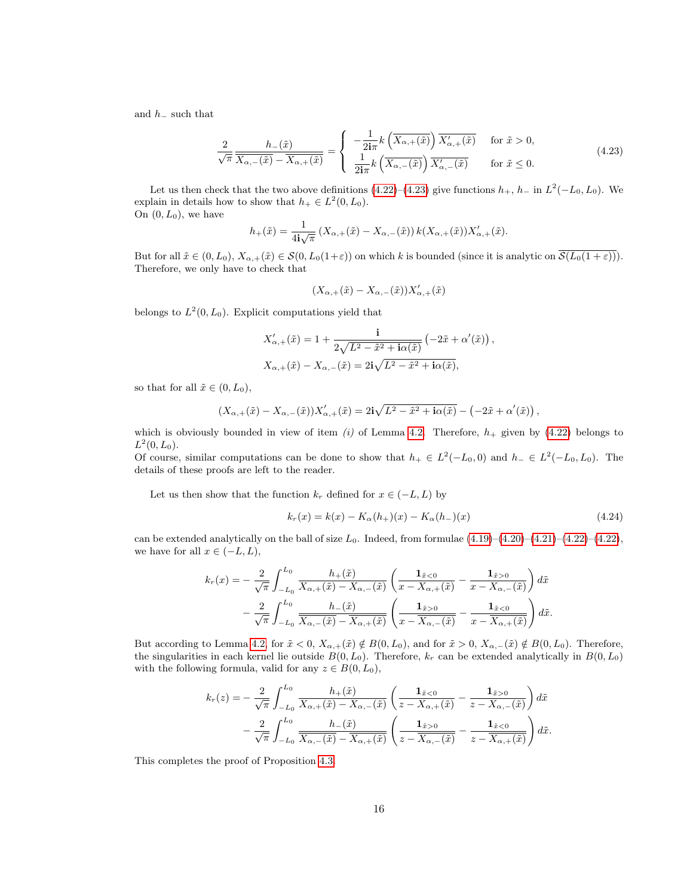and $h_-$ such that

$$
\frac{2}{\sqrt{\pi}} \frac{h_-(\tilde{x})}{\overline{X_{\alpha,-}(\tilde{x})} - \overline{X_{\alpha,+}(\tilde{x})}} = \begin{cases} -\dfrac{1}{2\mathbf{i}\pi} k\left(\overline{X_{\alpha,+}(\tilde{x})}\right) \overline{X'_{\alpha,+}(\tilde{x})} & \text{for } \tilde{x} > 0, \\ \dfrac{1}{2\mathbf{i}\pi} k\left(\overline{X_{\alpha,-}(\tilde{x})}\right) \overline{X'_{\alpha,-}(\tilde{x})} & \text{for } \tilde{x} \leq 0. \end{cases} \tag{4.23}
$$

Let us then check that the two above definitions (4.22)–(4.23) give functions $h_+$, $h_-$ in $L^2(-L_0, L_0)$. We explain in details how to show that $h_+ \in L^2(0, L_0)$.
On $(0, L_0)$, we have

$$
h_+(\tilde{x}) = \frac{1}{4\mathbf{i}\sqrt{\pi}} \left(X_{\alpha,+}(\tilde{x}) - X_{\alpha,-}(\tilde{x})\right) k(X_{\alpha,+}(\tilde{x})) X'_{\alpha,+}(\tilde{x}).
$$

But for all $\tilde{x} \in (0, L_0)$, $X_{\alpha,+}(\tilde{x}) \in \mathcal{S}(0, L_0(1+\varepsilon))$ on which $k$ is bounded (since it is analytic on $\overline{\mathcal{S}(L_0(1+\varepsilon))}$). Therefore, we only have to check that

$$
(X_{\alpha,+}(\tilde{x}) - X_{\alpha,-}(\tilde{x})) X'_{\alpha,+}(\tilde{x})
$$

belongs to $L^2(0, L_0)$. Explicit computations yield that

$$
X'_{\alpha,+}(\tilde{x}) = 1 + \frac{\mathbf{i}}{2\sqrt{L^2 - \tilde{x}^2 + \mathbf{i}\alpha(\tilde{x})}} \left(-2\tilde{x} + \alpha'(\tilde{x})\right),
$$
$$
X_{\alpha,+}(\tilde{x}) - X_{\alpha,-}(\tilde{x}) = 2\mathbf{i}\sqrt{L^2 - \tilde{x}^2 + \mathbf{i}\alpha(\tilde{x})},
$$

so that for all $\tilde{x} \in (0, L_0)$,

$$
(X_{\alpha,+}(\tilde{x}) - X_{\alpha,-}(\tilde{x})) X'_{\alpha,+}(\tilde{x}) = 2\mathbf{i}\sqrt{L^2 - \tilde{x}^2 + \mathbf{i}\alpha(\tilde{x})} - \left(-2\tilde{x} + \alpha'(\tilde{x})\right),
$$

which is obviously bounded in view of item *(i)* of Lemma 4.2. Therefore, $h_+$ given by (4.22) belongs to $L^2(0, L_0)$.
Of course, similar computations can be done to show that $h_+ \in L^2(-L_0, 0)$ and $h_- \in L^2(-L_0, L_0)$. The details of these proofs are left to the reader.

Let us then show that the function $k_r$ defined for $x \in (-L, L)$ by

$$
k_r(x) = k(x) - K_\alpha(h_+)(x) - K_\alpha(h_-)(x) \tag{4.24}
$$

can be extended analytically on the ball of size $L_0$. Indeed, from formulae (4.19)–(4.20)–(4.21)–(4.22)–(4.22), we have for all $x \in (-L, L)$,

$$
\begin{aligned}
k_r(x) = &- \frac{2}{\sqrt{\pi}} \int_{-L_0}^{L_0} \frac{h_+(\tilde{x})}{X_{\alpha,+}(\tilde{x}) - X_{\alpha,-}(\tilde{x})} \left( \frac{\mathbf{1}_{\tilde{x}<0}}{x - X_{\alpha,+}(\tilde{x})} - \frac{\mathbf{1}_{\tilde{x}>0}}{x - X_{\alpha,-}(\tilde{x})} \right) d\tilde{x} \\
&- \frac{2}{\sqrt{\pi}} \int_{-L_0}^{L_0} \frac{h_-(\tilde{x})}{\overline{X_{\alpha,-}(\tilde{x})} - \overline{X_{\alpha,+}(\tilde{x})}} \left( \frac{\mathbf{1}_{\tilde{x}>0}}{x - \overline{X_{\alpha,-}(\tilde{x})}} - \frac{\mathbf{1}_{\tilde{x}<0}}{x - \overline{X_{\alpha,+}(\tilde{x})}} \right) d\tilde{x}.
\end{aligned}
$$

But according to Lemma 4.2, for $\tilde{x} < 0$, $X_{\alpha,+}(\tilde{x}) \notin B(0, L_0)$, and for $\tilde{x} > 0$, $X_{\alpha,-}(\tilde{x}) \notin B(0, L_0)$. Therefore, the singularities in each kernel lie outside $B(0, L_0)$. Therefore, $k_r$ can be extended analytically in $B(0, L_0)$ with the following formula, valid for any $z \in B(0, L_0)$,

$$
\begin{aligned}
k_r(z) = &- \frac{2}{\sqrt{\pi}} \int_{-L_0}^{L_0} \frac{h_+(\tilde{x})}{X_{\alpha,+}(\tilde{x}) - X_{\alpha,-}(\tilde{x})} \left( \frac{\mathbf{1}_{\tilde{x}<0}}{z - X_{\alpha,+}(\tilde{x})} - \frac{\mathbf{1}_{\tilde{x}>0}}{z - X_{\alpha,-}(\tilde{x})} \right) d\tilde{x} \\
&- \frac{2}{\sqrt{\pi}} \int_{-L_0}^{L_0} \frac{h_-(\tilde{x})}{\overline{X_{\alpha,-}(\tilde{x})} - \overline{X_{\alpha,+}(\tilde{x})}} \left( \frac{\mathbf{1}_{\tilde{x}>0}}{z - \overline{X_{\alpha,-}(\tilde{x})}} - \frac{\mathbf{1}_{\tilde{x}<0}}{z - \overline{X_{\alpha,+}(\tilde{x})}} \right) d\tilde{x}.
\end{aligned}
$$

This completes the proof of Proposition 4.3.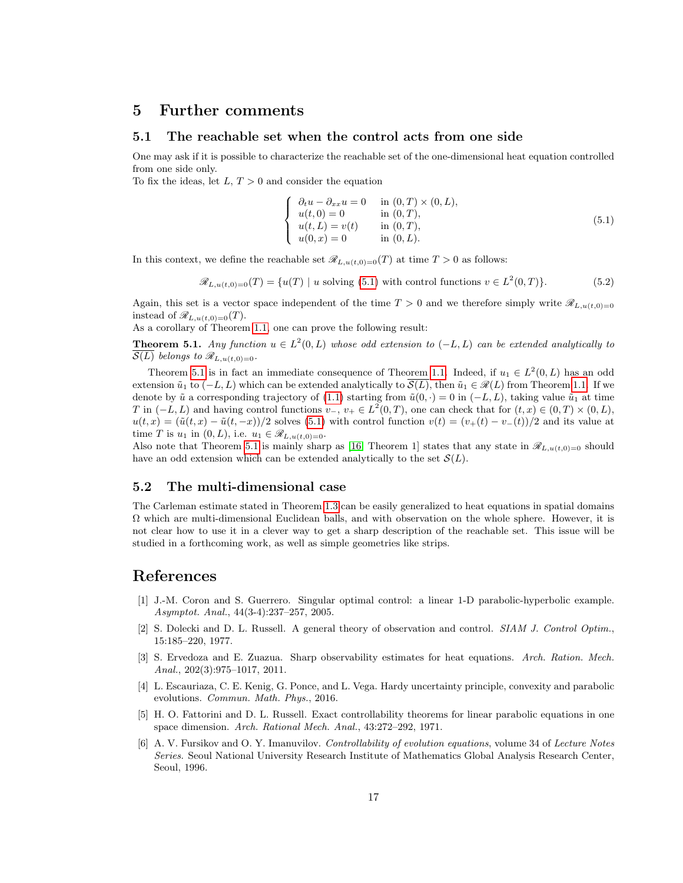## 5 Further comments

### 5.1 The reachable set when the control acts from one side

One may ask if it is possible to characterize the reachable set of the one-dimensional heat equation controlled from one side only.

To fix the ideas, let $L$, $T > 0$ and consider the equation

$$\begin{cases} \partial_t u - \partial_{xx} u = 0 & \text{in } (0,T) \times (0,L), \\ u(t,0) = 0 & \text{in } (0,T), \\ u(t,L) = v(t) & \text{in } (0,T), \\ u(0,x) = 0 & \text{in } (0,L). \end{cases} \tag{5.1}$$

In this context, we define the reachable set $\mathscr{R}_{L,u(t,0)=0}(T)$ at time $T > 0$ as follows:

$$\mathscr{R}_{L,u(t,0)=0}(T) = \{u(T) \mid u \text{ solving (5.1) with control functions } v \in L^2(0,T)\}. \tag{5.2}$$

Again, this set is a vector space independent of the time $T > 0$ and we therefore simply write $\mathscr{R}_{L,u(t,0)=0}$ instead of $\mathscr{R}_{L,u(t,0)=0}(T)$.

As a corollary of Theorem 1.1, one can prove the following result:

**Theorem 5.1.** *Any function $u \in L^2(0,L)$ whose odd extension to $(-L,L)$ can be extended analytically to $\overline{\mathcal{S}(L)}$ belongs to $\mathscr{R}_{L,u(t,0)=0}$.*

Theorem 5.1 is in fact an immediate consequence of Theorem 1.1. Indeed, if $u_1 \in L^2(0,L)$ has an odd extension $\tilde{u}_1$ to $(-L,L)$ which can be extended analytically to $\overline{\mathcal{S}(L)}$, then $\tilde{u}_1 \in \mathscr{R}(L)$ from Theorem 1.1. If we denote by $\tilde{u}$ a corresponding trajectory of (1.1) starting from $\tilde{u}(0,\cdot) = 0$ in $(-L,L)$, taking value $\tilde{u}_1$ at time $T$ in $(-L,L)$ and having control functions $v_-$, $v_+ \in L^2(0,T)$, one can check that for $(t,x) \in (0,T) \times (0,L)$, $u(t,x) = (\tilde{u}(t,x) - \tilde{u}(t,-x))/2$ solves (5.1) with control function $v(t) = (v_+(t) - v_-(t))/2$ and its value at time $T$ is $u_1$ in $(0,L)$, i.e. $u_1 \in \mathscr{R}_{L,u(t,0)=0}$.

Also note that Theorem 5.1 is mainly sharp as [16, Theorem 1] states that any state in $\mathscr{R}_{L,u(t,0)=0}$ should have an odd extension which can be extended analytically to the set $\mathcal{S}(L)$.

### 5.2 The multi-dimensional case

The Carleman estimate stated in Theorem 1.3 can be easily generalized to heat equations in spatial domains $\Omega$ which are multi-dimensional Euclidean balls, and with observation on the whole sphere. However, it is not clear how to use it in a clever way to get a sharp description of the reachable set. This issue will be studied in a forthcoming work, as well as simple geometries like strips.

## References

[1] J.-M. Coron and S. Guerrero. Singular optimal control: a linear 1-D parabolic-hyperbolic example. *Asymptot. Anal.*, 44(3-4):237–257, 2005.

[2] S. Dolecki and D. L. Russell. A general theory of observation and control. *SIAM J. Control Optim.*, 15:185–220, 1977.

[3] S. Ervedoza and E. Zuazua. Sharp observability estimates for heat equations. *Arch. Ration. Mech. Anal.*, 202(3):975–1017, 2011.

[4] L. Escauriaza, C. E. Kenig, G. Ponce, and L. Vega. Hardy uncertainty principle, convexity and parabolic evolutions. *Commun. Math. Phys.*, 2016.

[5] H. O. Fattorini and D. L. Russell. Exact controllability theorems for linear parabolic equations in one space dimension. *Arch. Rational Mech. Anal.*, 43:272–292, 1971.

[6] A. V. Fursikov and O. Y. Imanuvilov. *Controllability of evolution equations*, volume 34 of *Lecture Notes Series*. Seoul National University Research Institute of Mathematics Global Analysis Research Center, Seoul, 1996.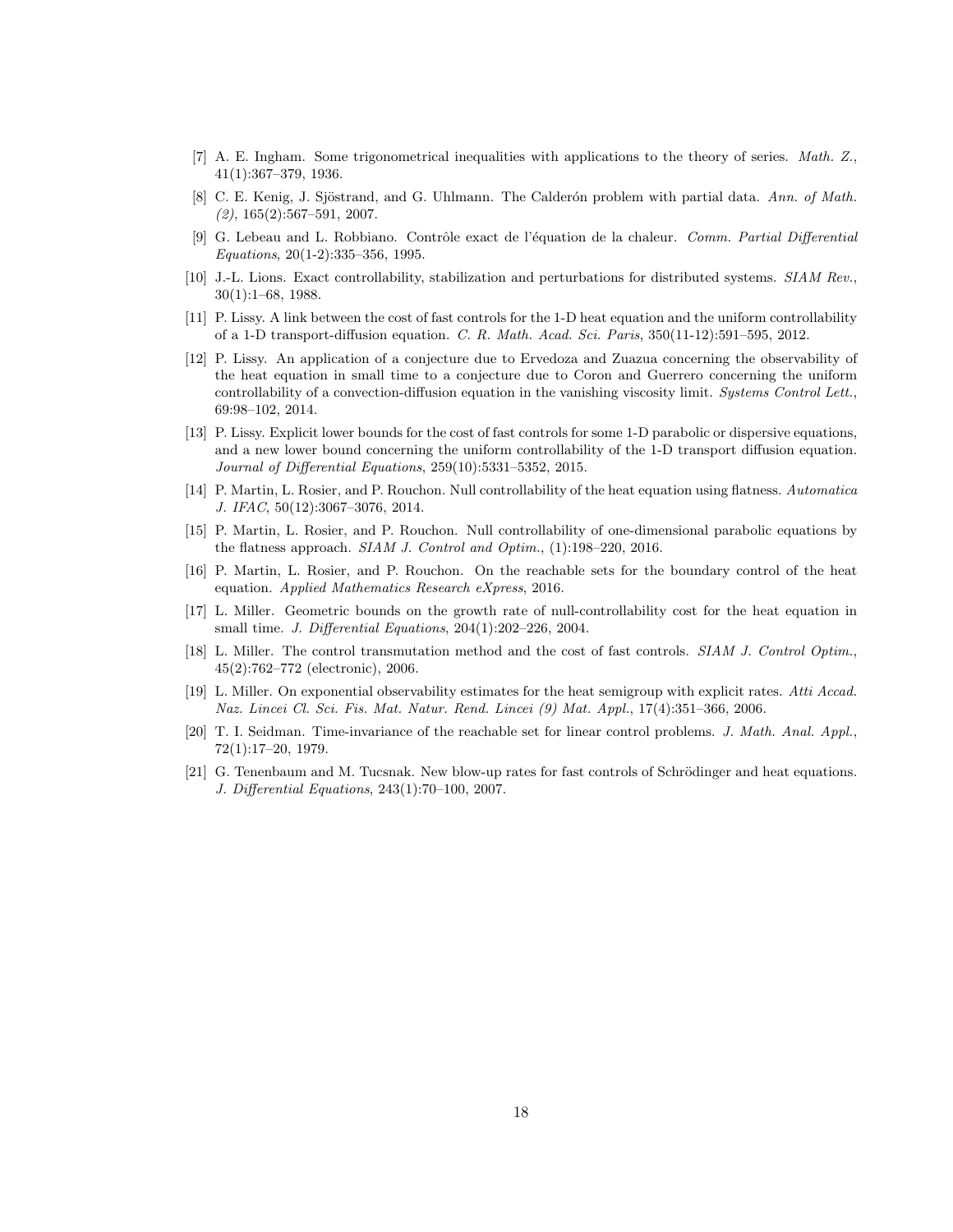[7] A. E. Ingham. Some trigonometrical inequalities with applications to the theory of series. *Math. Z.*, 41(1):367–379, 1936.

[8] C. E. Kenig, J. Sjöstrand, and G. Uhlmann. The Calderón problem with partial data. *Ann. of Math. (2)*, 165(2):567–591, 2007.

[9] G. Lebeau and L. Robbiano. Contrôle exact de l'équation de la chaleur. *Comm. Partial Differential Equations*, 20(1-2):335–356, 1995.

[10] J.-L. Lions. Exact controllability, stabilization and perturbations for distributed systems. *SIAM Rev.*, 30(1):1–68, 1988.

[11] P. Lissy. A link between the cost of fast controls for the 1-D heat equation and the uniform controllability of a 1-D transport-diffusion equation. *C. R. Math. Acad. Sci. Paris*, 350(11-12):591–595, 2012.

[12] P. Lissy. An application of a conjecture due to Ervedoza and Zuazua concerning the observability of the heat equation in small time to a conjecture due to Coron and Guerrero concerning the uniform controllability of a convection-diffusion equation in the vanishing viscosity limit. *Systems Control Lett.*, 69:98–102, 2014.

[13] P. Lissy. Explicit lower bounds for the cost of fast controls for some 1-D parabolic or dispersive equations, and a new lower bound concerning the uniform controllability of the 1-D transport diffusion equation. *Journal of Differential Equations*, 259(10):5331–5352, 2015.

[14] P. Martin, L. Rosier, and P. Rouchon. Null controllability of the heat equation using flatness. *Automatica J. IFAC*, 50(12):3067–3076, 2014.

[15] P. Martin, L. Rosier, and P. Rouchon. Null controllability of one-dimensional parabolic equations by the flatness approach. *SIAM J. Control and Optim.*, (1):198–220, 2016.

[16] P. Martin, L. Rosier, and P. Rouchon. On the reachable sets for the boundary control of the heat equation. *Applied Mathematics Research eXpress*, 2016.

[17] L. Miller. Geometric bounds on the growth rate of null-controllability cost for the heat equation in small time. *J. Differential Equations*, 204(1):202–226, 2004.

[18] L. Miller. The control transmutation method and the cost of fast controls. *SIAM J. Control Optim.*, 45(2):762–772 (electronic), 2006.

[19] L. Miller. On exponential observability estimates for the heat semigroup with explicit rates. *Atti Accad. Naz. Lincei Cl. Sci. Fis. Mat. Natur. Rend. Lincei (9) Mat. Appl.*, 17(4):351–366, 2006.

[20] T. I. Seidman. Time-invariance of the reachable set for linear control problems. *J. Math. Anal. Appl.*, 72(1):17–20, 1979.

[21] G. Tenenbaum and M. Tucsnak. New blow-up rates for fast controls of Schrödinger and heat equations. *J. Differential Equations*, 243(1):70–100, 2007.